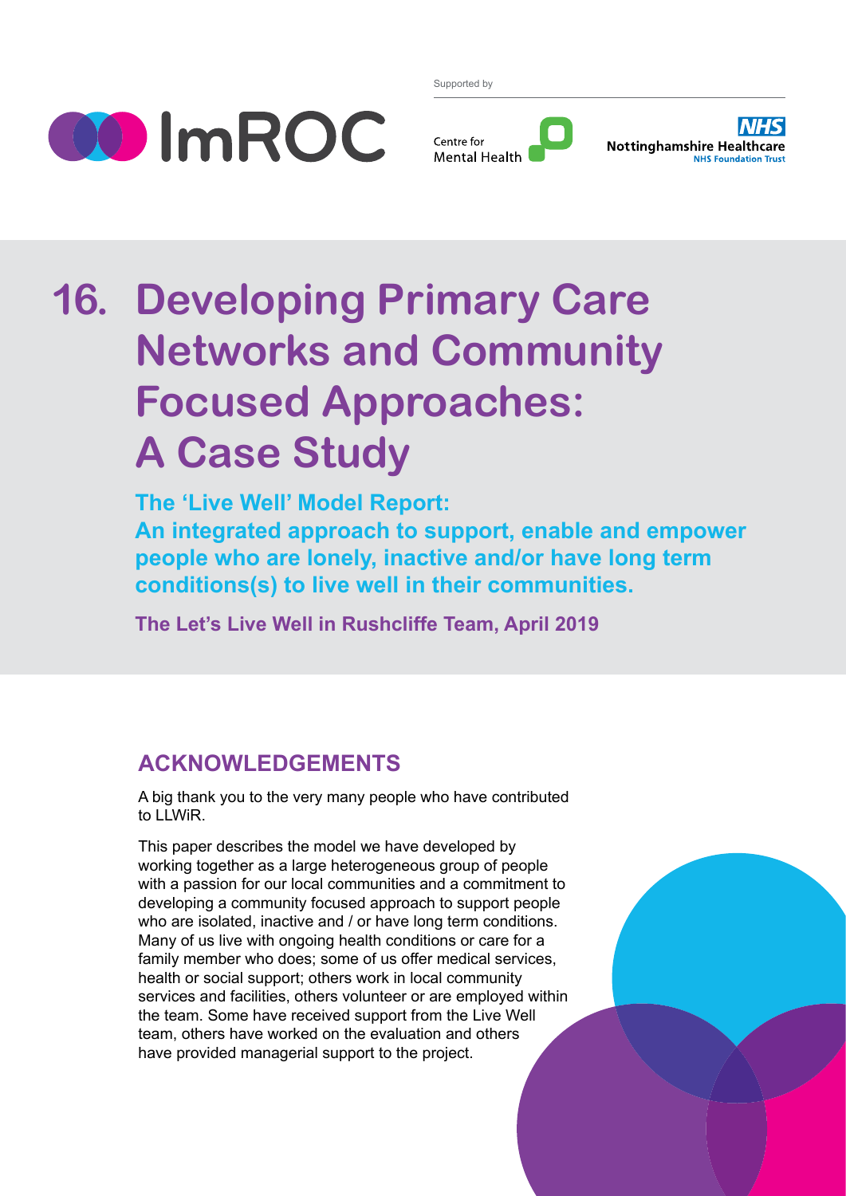Supported by

ImROC

Centre for Mental Health

NHS Nottinghamshire Healthcare NHS Foundation Trust

# 16. Developing Primary Care Networks and Community Focused Approaches: A Case Study

## The 'Live Well' Model Report: An integrated approach to support, enable and empower people who are lonely, inactive and/or have long term conditions(s) to live well in their communities.

**The Let's Live Well in Rushcliffe Team, April 2019**

## ACKNOWLEDGEMENTS

A big thank you to the very many people who have contributed to LLWiR.

This paper describes the model we have developed by working together as a large heterogeneous group of people with a passion for our local communities and a commitment to developing a community focused approach to support people who are isolated, inactive and / or have long term conditions. Many of us live with ongoing health conditions or care for a family member who does; some of us offer medical services, health or social support; others work in local community services and facilities, others volunteer or are employed within the team. Some have received support from the Live Well team, others have worked on the evaluation and others have provided managerial support to the project.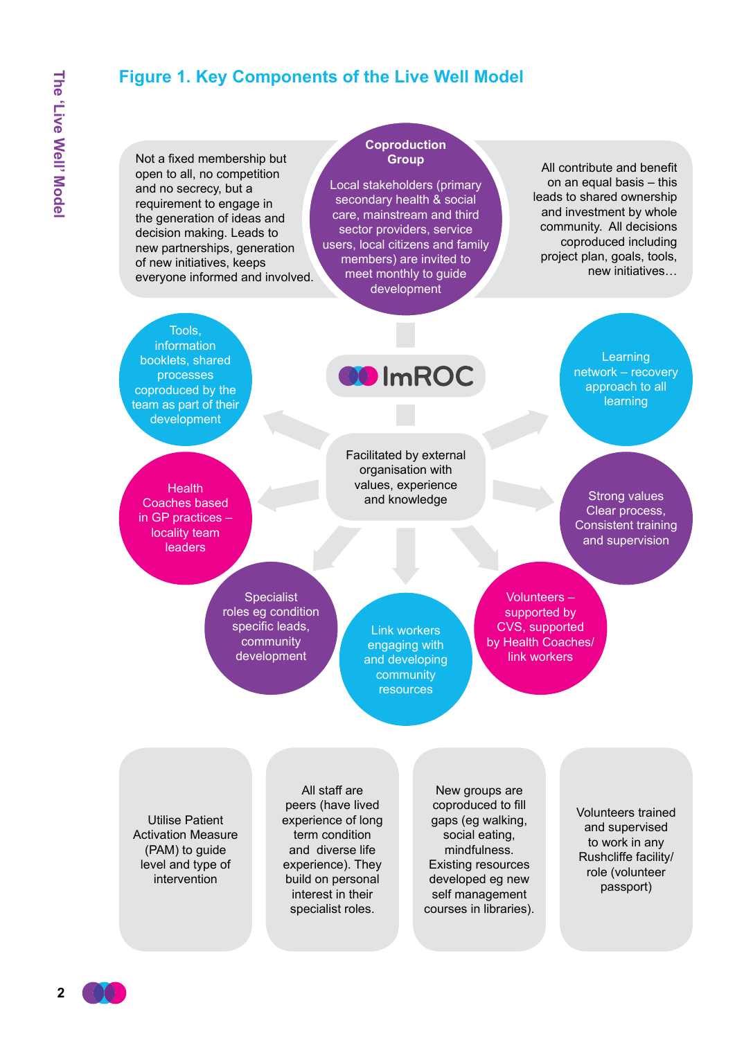## Figure 1. Key Components of the Live Well Model

Not a fixed membership but open to all, no competition and no secrecy, but a requirement to engage in the generation of ideas and decision making. Leads to new partnerships, generation of new initiatives, keeps everyone informed and involved.

**Coproduction Group**

Local stakeholders (primary secondary health & social care, mainstream and third sector providers, service users, local citizens and family members) are invited to meet monthly to guide development

All contribute and benefit on an equal basis – this leads to shared ownership and investment by whole community. All decisions coproduced including project plan, goals, tools, new initiatives…

ImROC

Facilitated by external organisation with values, experience and knowledge

Tools, information booklets, shared processes coproduced by the team as part of their development

Learning network – recovery approach to all learning

Health Coaches based in GP practices – locality team leaders

Strong values Clear process, Consistent training and supervision

Specialist roles eg condition specific leads, community development

Link workers engaging with and developing community resources

Volunteers – supported by CVS, supported by Health Coaches/ link workers

Utilise Patient Activation Measure (PAM) to guide level and type of intervention

All staff are peers (have lived experience of long term condition and diverse life experience). They build on personal interest in their specialist roles.

New groups are coproduced to fill gaps (eg walking, social eating, mindfulness. Existing resources developed eg new self management courses in libraries).

Volunteers trained and supervised to work in any Rushcliffe facility/ role (volunteer passport)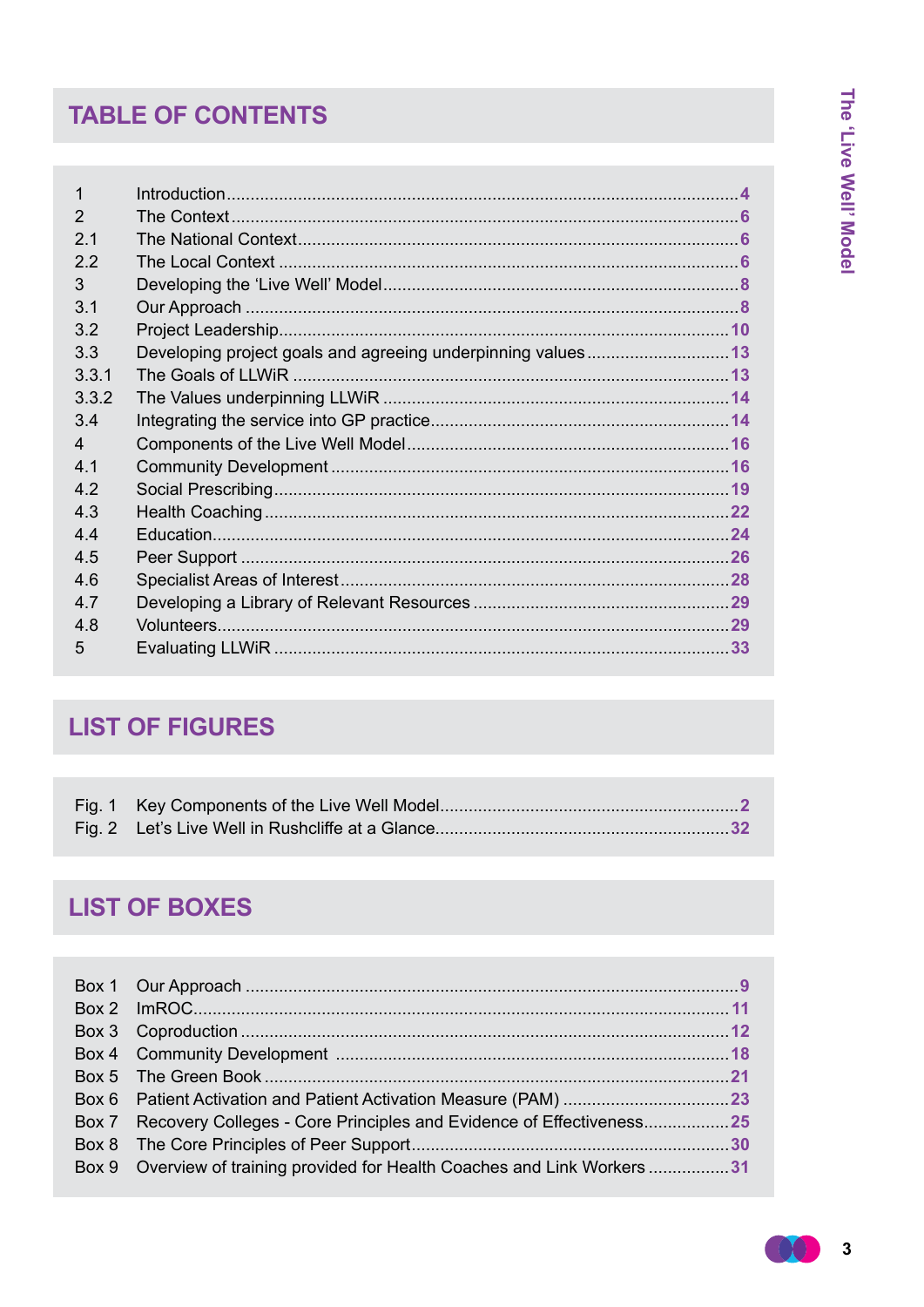# TABLE OF CONTENTS

| | | |
|---|---|---|
| 1 | Introduction | 4 |
| 2 | The Context | 6 |
| 2.1 | The National Context | 6 |
| 2.2 | The Local Context | 6 |
| 3 | Developing the 'Live Well' Model | 8 |
| 3.1 | Our Approach | 8 |
| 3.2 | Project Leadership | 10 |
| 3.3 | Developing project goals and agreeing underpinning values | 13 |
| 3.3.1 | The Goals of LLWiR | 13 |
| 3.3.2 | The Values underpinning LLWiR | 14 |
| 3.4 | Integrating the service into GP practice | 14 |
| 4 | Components of the Live Well Model | 16 |
| 4.1 | Community Development | 16 |
| 4.2 | Social Prescribing | 19 |
| 4.3 | Health Coaching | 22 |
| 4.4 | Education | 24 |
| 4.5 | Peer Support | 26 |
| 4.6 | Specialist Areas of Interest | 28 |
| 4.7 | Developing a Library of Relevant Resources | 29 |
| 4.8 | Volunteers | 29 |
| 5 | Evaluating LLWiR | 33 |

# LIST OF FIGURES

| | | |
|---|---|---|
| Fig. 1 | Key Components of the Live Well Model | 2 |
| Fig. 2 | Let's Live Well in Rushcliffe at a Glance | 32 |

# LIST OF BOXES

| | | |
|---|---|---|
| Box 1 | Our Approach | 9 |
| Box 2 | ImROC | 11 |
| Box 3 | Coproduction | 12 |
| Box 4 | Community Development | 18 |
| Box 5 | The Green Book | 21 |
| Box 6 | Patient Activation and Patient Activation Measure (PAM) | 23 |
| Box 7 | Recovery Colleges - Core Principles and Evidence of Effectiveness | 25 |
| Box 8 | The Core Principles of Peer Support | 30 |
| Box 9 | Overview of training provided for Health Coaches and Link Workers | 31 |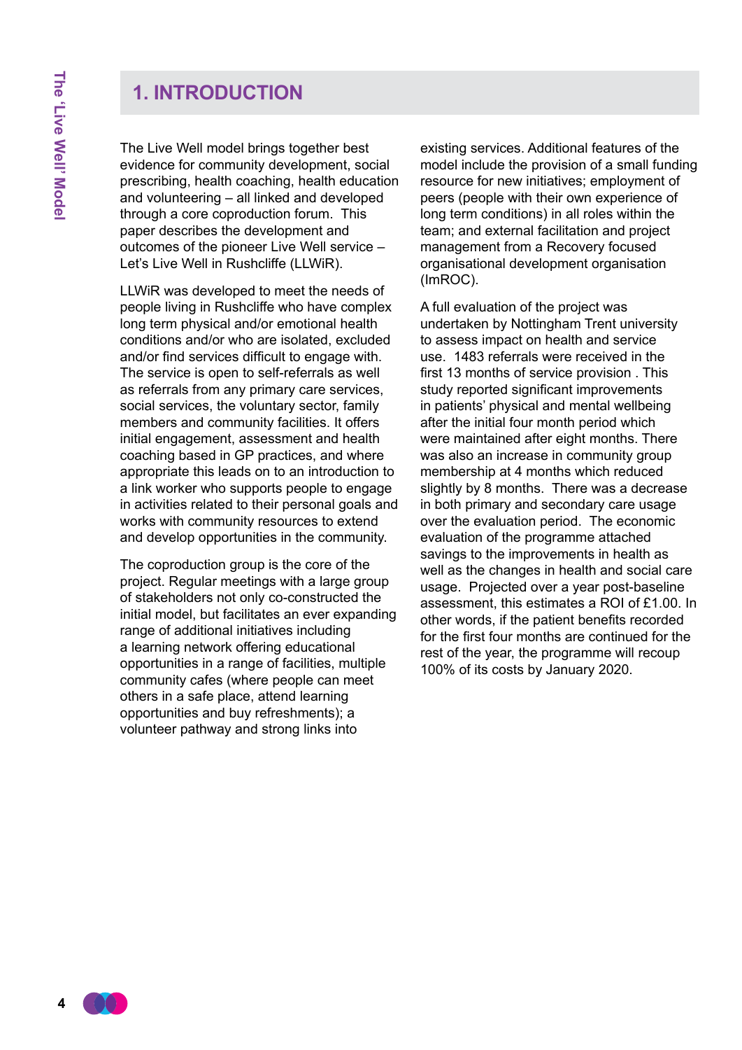# 1. INTRODUCTION

The Live Well model brings together best evidence for community development, social prescribing, health coaching, health education and volunteering – all linked and developed through a core coproduction forum. This paper describes the development and outcomes of the pioneer Live Well service – Let's Live Well in Rushcliffe (LLWiR).

LLWiR was developed to meet the needs of people living in Rushcliffe who have complex long term physical and/or emotional health conditions and/or who are isolated, excluded and/or find services difficult to engage with. The service is open to self-referrals as well as referrals from any primary care services, social services, the voluntary sector, family members and community facilities. It offers initial engagement, assessment and health coaching based in GP practices, and where appropriate this leads on to an introduction to a link worker who supports people to engage in activities related to their personal goals and works with community resources to extend and develop opportunities in the community.

The coproduction group is the core of the project. Regular meetings with a large group of stakeholders not only co-constructed the initial model, but facilitates an ever expanding range of additional initiatives including a learning network offering educational opportunities in a range of facilities, multiple community cafes (where people can meet others in a safe place, attend learning opportunities and buy refreshments); a volunteer pathway and strong links into existing services. Additional features of the model include the provision of a small funding resource for new initiatives; employment of peers (people with their own experience of long term conditions) in all roles within the team; and external facilitation and project management from a Recovery focused organisational development organisation (ImROC).

A full evaluation of the project was undertaken by Nottingham Trent university to assess impact on health and service use. 1483 referrals were received in the first 13 months of service provision . This study reported significant improvements in patients' physical and mental wellbeing after the initial four month period which were maintained after eight months. There was also an increase in community group membership at 4 months which reduced slightly by 8 months. There was a decrease in both primary and secondary care usage over the evaluation period. The economic evaluation of the programme attached savings to the improvements in health as well as the changes in health and social care usage. Projected over a year post-baseline assessment, this estimates a ROI of £1.00. In other words, if the patient benefits recorded for the first four months are continued for the rest of the year, the programme will recoup 100% of its costs by January 2020.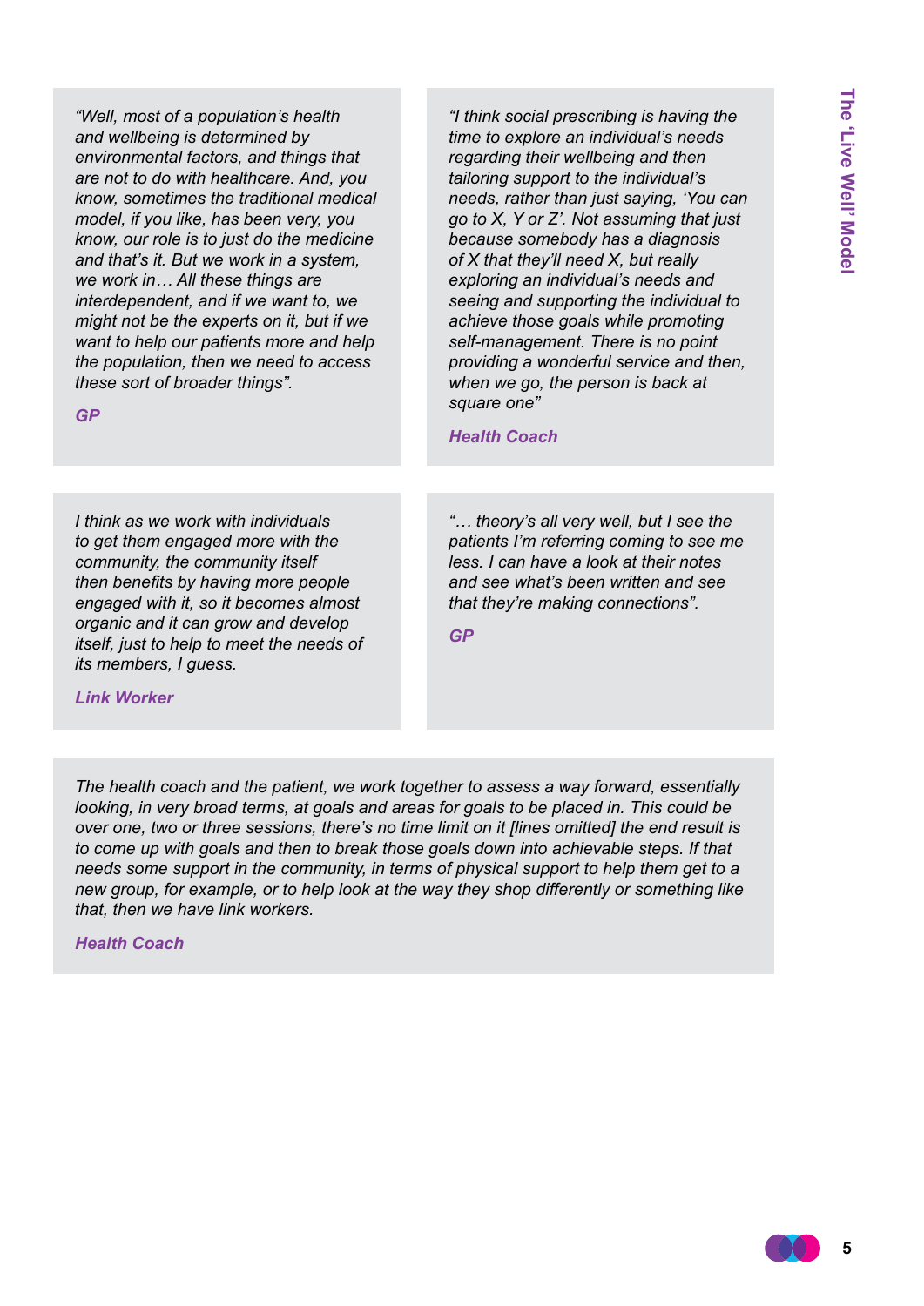*"Well, most of a population's health and wellbeing is determined by environmental factors, and things that are not to do with healthcare. And, you know, sometimes the traditional medical model, if you like, has been very, you know, our role is to just do the medicine and that's it. But we work in a system, we work in… All these things are interdependent, and if we want to, we might not be the experts on it, but if we want to help our patients more and help the population, then we need to access these sort of broader things".*

**GP**

*"I think social prescribing is having the time to explore an individual's needs regarding their wellbeing and then tailoring support to the individual's needs, rather than just saying, 'You can go to X, Y or Z'. Not assuming that just because somebody has a diagnosis of X that they'll need X, but really exploring an individual's needs and seeing and supporting the individual to achieve those goals while promoting self-management. There is no point providing a wonderful service and then, when we go, the person is back at square one"*

**Health Coach**

*I think as we work with individuals to get them engaged more with the community, the community itself then benefits by having more people engaged with it, so it becomes almost organic and it can grow and develop itself, just to help to meet the needs of its members, I guess.*

**Link Worker**

*"… theory's all very well, but I see the patients I'm referring coming to see me less. I can have a look at their notes and see what's been written and see that they're making connections".*

**GP**

*The health coach and the patient, we work together to assess a way forward, essentially looking, in very broad terms, at goals and areas for goals to be placed in. This could be over one, two or three sessions, there's no time limit on it [lines omitted] the end result is to come up with goals and then to break those goals down into achievable steps. If that needs some support in the community, in terms of physical support to help them get to a new group, for example, or to help look at the way they shop differently or something like that, then we have link workers.*

**Health Coach**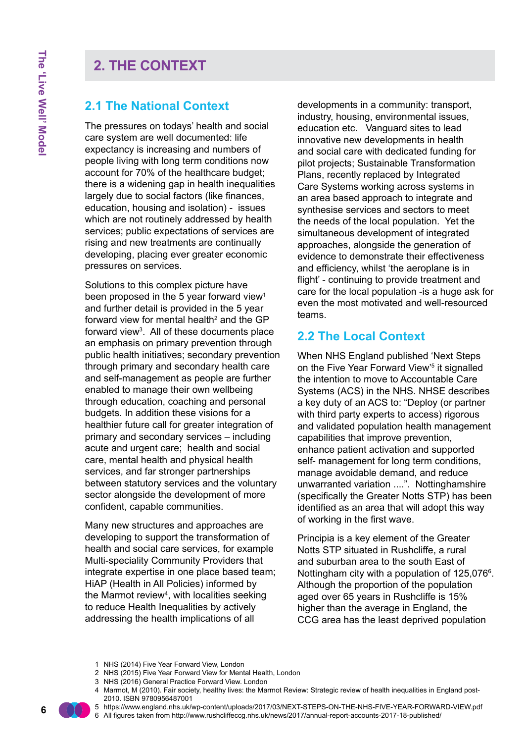## 2. THE CONTEXT

### 2.1 The National Context

The pressures on todays' health and social care system are well documented: life expectancy is increasing and numbers of people living with long term conditions now account for 70% of the healthcare budget; there is a widening gap in health inequalities largely due to social factors (like finances, education, housing and isolation) - issues which are not routinely addressed by health services; public expectations of services are rising and new treatments are continually developing, placing ever greater economic pressures on services.

Solutions to this complex picture have been proposed in the 5 year forward view[1] and further detail is provided in the 5 year forward view for mental health[2] and the GP forward view[3]. All of these documents place an emphasis on primary prevention through public health initiatives; secondary prevention through primary and secondary health care and self-management as people are further enabled to manage their own wellbeing through education, coaching and personal budgets. In addition these visions for a healthier future call for greater integration of primary and secondary services – including acute and urgent care; health and social care, mental health and physical health services, and far stronger partnerships between statutory services and the voluntary sector alongside the development of more confident, capable communities.

Many new structures and approaches are developing to support the transformation of health and social care services, for example Multi-speciality Community Providers that integrate expertise in one place based team; HiAP (Health in All Policies) informed by the Marmot review[4], with localities seeking to reduce Health Inequalities by actively addressing the health implications of all developments in a community: transport, industry, housing, environmental issues, education etc. Vanguard sites to lead innovative new developments in health and social care with dedicated funding for pilot projects; Sustainable Transformation Plans, recently replaced by Integrated Care Systems working across systems in an area based approach to integrate and synthesise services and sectors to meet the needs of the local population. Yet the simultaneous development of integrated approaches, alongside the generation of evidence to demonstrate their effectiveness and efficiency, whilst 'the aeroplane is in flight' - continuing to provide treatment and care for the local population -is a huge ask for even the most motivated and well-resourced teams.

### 2.2 The Local Context

When NHS England published 'Next Steps on the Five Year Forward View'[5] it signalled the intention to move to Accountable Care Systems (ACS) in the NHS. NHSE describes a key duty of an ACS to: "Deploy (or partner with third party experts to access) rigorous and validated population health management capabilities that improve prevention, enhance patient activation and supported self- management for long term conditions, manage avoidable demand, and reduce unwarranted variation ....". Nottinghamshire (specifically the Greater Notts STP) has been identified as an area that will adopt this way of working in the first wave.

Principia is a key element of the Greater Notts STP situated in Rushcliffe, a rural and suburban area to the south East of Nottingham city with a population of 125,076[6]. Although the proportion of the population aged over 65 years in Rushcliffe is 15% higher than the average in England, the CCG area has the least deprived population

1 NHS (2014) Five Year Forward View, London
2 NHS (2015) Five Year Forward View for Mental Health, London
3 NHS (2016) General Practice Forward View. London
4 Marmot, M (2010). Fair society, healthy lives: the Marmot Review: Strategic review of health inequalities in England post-2010. ISBN 9780956487001
5 https://www.england.nhs.uk/wp-content/uploads/2017/03/NEXT-STEPS-ON-THE-NHS-FIVE-YEAR-FORWARD-VIEW.pdf
6 All figures taken from http://www.rushcliffeccg.nhs.uk/news/2017/annual-report-accounts-2017-18-published/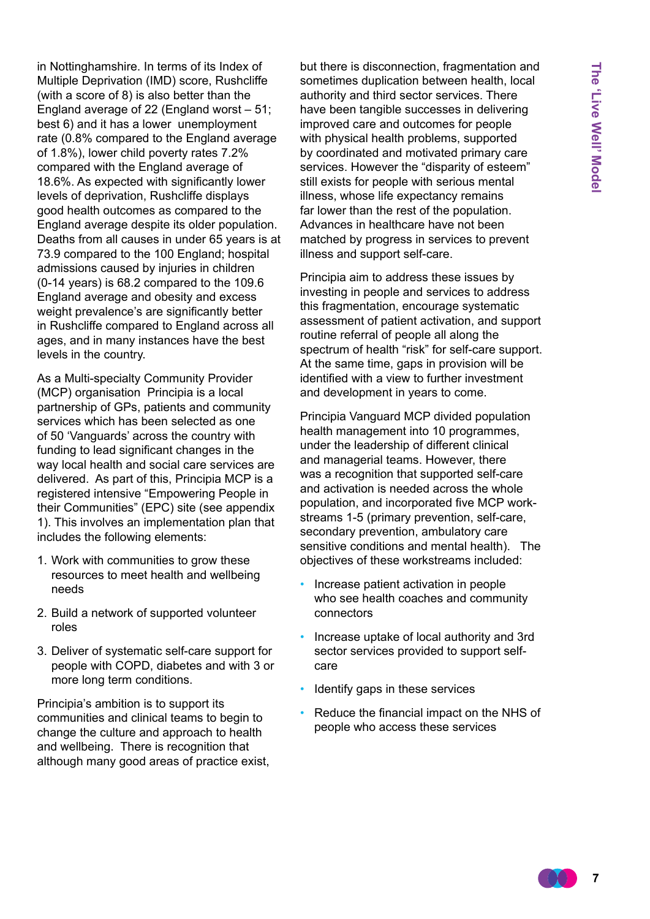in Nottinghamshire. In terms of its Index of Multiple Deprivation (IMD) score, Rushcliffe (with a score of 8) is also better than the England average of 22 (England worst – 51; best 6) and it has a lower unemployment rate (0.8% compared to the England average of 1.8%), lower child poverty rates 7.2% compared with the England average of 18.6%. As expected with significantly lower levels of deprivation, Rushcliffe displays good health outcomes as compared to the England average despite its older population. Deaths from all causes in under 65 years is at 73.9 compared to the 100 England; hospital admissions caused by injuries in children (0-14 years) is 68.2 compared to the 109.6 England average and obesity and excess weight prevalence's are significantly better in Rushcliffe compared to England across all ages, and in many instances have the best levels in the country.

As a Multi-specialty Community Provider (MCP) organisation Principia is a local partnership of GPs, patients and community services which has been selected as one of 50 'Vanguards' across the country with funding to lead significant changes in the way local health and social care services are delivered. As part of this, Principia MCP is a registered intensive "Empowering People in their Communities" (EPC) site (see appendix 1). This involves an implementation plan that includes the following elements:

1. Work with communities to grow these resources to meet health and wellbeing needs
2. Build a network of supported volunteer roles
3. Deliver of systematic self-care support for people with COPD, diabetes and with 3 or more long term conditions.

Principia's ambition is to support its communities and clinical teams to begin to change the culture and approach to health and wellbeing. There is recognition that although many good areas of practice exist, but there is disconnection, fragmentation and sometimes duplication between health, local authority and third sector services. There have been tangible successes in delivering improved care and outcomes for people with physical health problems, supported by coordinated and motivated primary care services. However the "disparity of esteem" still exists for people with serious mental illness, whose life expectancy remains far lower than the rest of the population. Advances in healthcare have not been matched by progress in services to prevent illness and support self-care.

Principia aim to address these issues by investing in people and services to address this fragmentation, encourage systematic assessment of patient activation, and support routine referral of people all along the spectrum of health "risk" for self-care support. At the same time, gaps in provision will be identified with a view to further investment and development in years to come.

Principia Vanguard MCP divided population health management into 10 programmes, under the leadership of different clinical and managerial teams. However, there was a recognition that supported self-care and activation is needed across the whole population, and incorporated five MCP work-streams 1-5 (primary prevention, self-care, secondary prevention, ambulatory care sensitive conditions and mental health). The objectives of these workstreams included:

- Increase patient activation in people who see health coaches and community connectors
- Increase uptake of local authority and 3rd sector services provided to support self-care
- Identify gaps in these services
- Reduce the financial impact on the NHS of people who access these services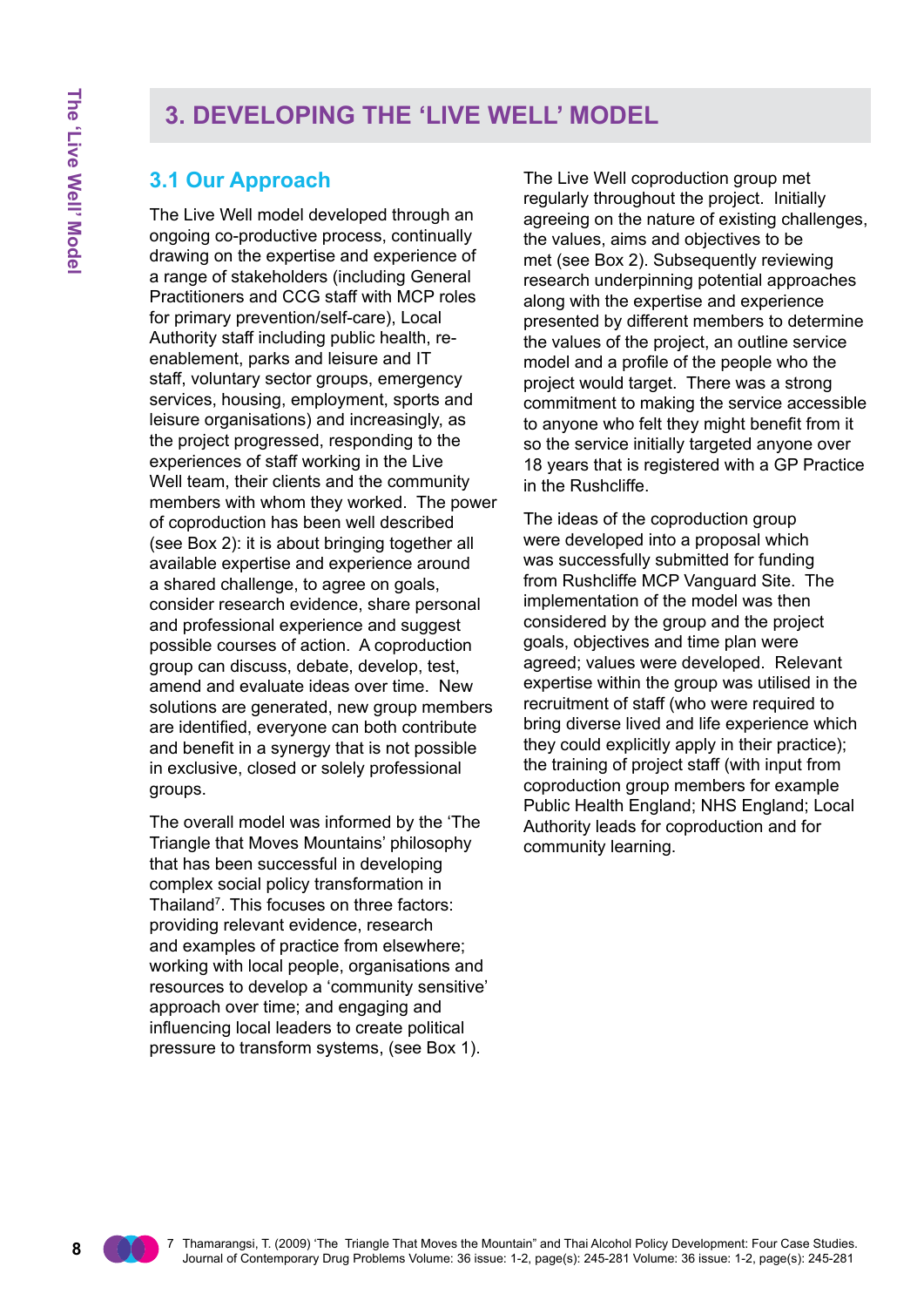# 3. DEVELOPING THE 'LIVE WELL' MODEL

## 3.1 Our Approach

The Live Well model developed through an ongoing co-productive process, continually drawing on the expertise and experience of a range of stakeholders (including General Practitioners and CCG staff with MCP roles for primary prevention/self-care), Local Authority staff including public health, re-enablement, parks and leisure and IT staff, voluntary sector groups, emergency services, housing, employment, sports and leisure organisations) and increasingly, as the project progressed, responding to the experiences of staff working in the Live Well team, their clients and the community members with whom they worked. The power of coproduction has been well described (see Box 2): it is about bringing together all available expertise and experience around a shared challenge, to agree on goals, consider research evidence, share personal and professional experience and suggest possible courses of action. A coproduction group can discuss, debate, develop, test, amend and evaluate ideas over time. New solutions are generated, new group members are identified, everyone can both contribute and benefit in a synergy that is not possible in exclusive, closed or solely professional groups.

The overall model was informed by the 'The Triangle that Moves Mountains' philosophy that has been successful in developing complex social policy transformation in Thailand[7]. This focuses on three factors: providing relevant evidence, research and examples of practice from elsewhere; working with local people, organisations and resources to develop a 'community sensitive' approach over time; and engaging and influencing local leaders to create political pressure to transform systems, (see Box 1).

The Live Well coproduction group met regularly throughout the project. Initially agreeing on the nature of existing challenges, the values, aims and objectives to be met (see Box 2). Subsequently reviewing research underpinning potential approaches along with the expertise and experience presented by different members to determine the values of the project, an outline service model and a profile of the people who the project would target. There was a strong commitment to making the service accessible to anyone who felt they might benefit from it so the service initially targeted anyone over 18 years that is registered with a GP Practice in the Rushcliffe.

The ideas of the coproduction group were developed into a proposal which was successfully submitted for funding from Rushcliffe MCP Vanguard Site. The implementation of the model was then considered by the group and the project goals, objectives and time plan were agreed; values were developed. Relevant expertise within the group was utilised in the recruitment of staff (who were required to bring diverse lived and life experience which they could explicitly apply in their practice); the training of project staff (with input from coproduction group members for example Public Health England; NHS England; Local Authority leads for coproduction and for community learning.

7 Thamarangsi, T. (2009) 'The Triangle That Moves the Mountain" and Thai Alcohol Policy Development: Four Case Studies. Journal of Contemporary Drug Problems Volume: 36 issue: 1-2, page(s): 245-281 Volume: 36 issue: 1-2, page(s): 245-281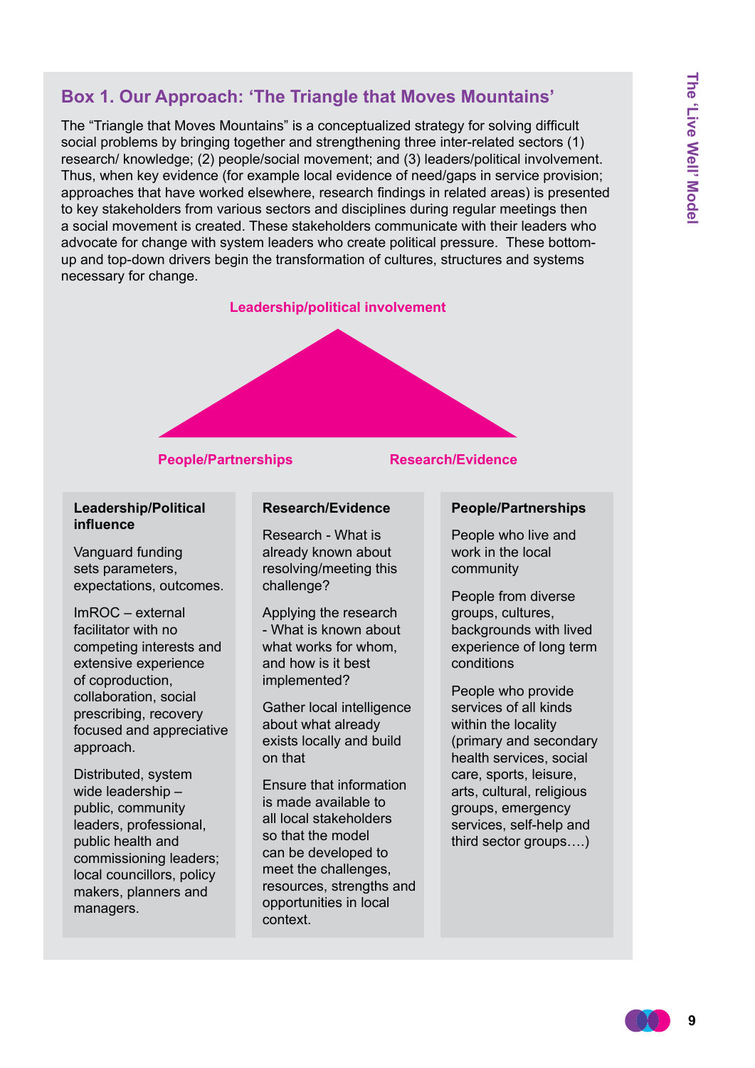## Box 1. Our Approach: 'The Triangle that Moves Mountains'

The "Triangle that Moves Mountains" is a conceptualized strategy for solving difficult social problems by bringing together and strengthening three inter-related sectors (1) research/ knowledge; (2) people/social movement; and (3) leaders/political involvement. Thus, when key evidence (for example local evidence of need/gaps in service provision; approaches that have worked elsewhere, research findings in related areas) is presented to key stakeholders from various sectors and disciplines during regular meetings then a social movement is created. These stakeholders communicate with their leaders who advocate for change with system leaders who create political pressure. These bottom-up and top-down drivers begin the transformation of cultures, structures and systems necessary for change.

**Leadership/political involvement**

**People/Partnerships** **Research/Evidence**

| Leadership/Political influence | Research/Evidence | People/Partnerships |
|---|---|---|
| Vanguard funding sets parameters, expectations, outcomes. | Research - What is already known about resolving/meeting this challenge? | People who live and work in the local community |
| ImROC – external facilitator with no competing interests and extensive experience of coproduction, collaboration, social prescribing, recovery focused and appreciative approach. | Applying the research - What is known about what works for whom, and how is it best implemented? | People from diverse groups, cultures, backgrounds with lived experience of long term conditions |
| Distributed, system wide leadership – public, community leaders, professional, public health and commissioning leaders; local councillors, policy makers, planners and managers. | Gather local intelligence about what already exists locally and build on that | People who provide services of all kinds within the locality (primary and secondary health services, social care, sports, leisure, arts, cultural, religious groups, emergency services, self-help and third sector groups….) |
| | Ensure that information is made available to all local stakeholders so that the model can be developed to meet the challenges, resources, strengths and opportunities in local context. | |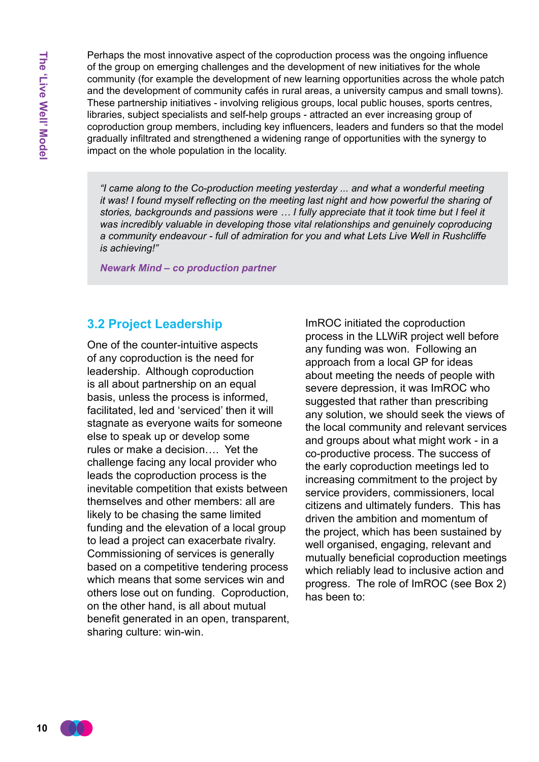Perhaps the most innovative aspect of the coproduction process was the ongoing influence of the group on emerging challenges and the development of new initiatives for the whole community (for example the development of new learning opportunities across the whole patch and the development of community cafés in rural areas, a university campus and small towns). These partnership initiatives - involving religious groups, local public houses, sports centres, libraries, subject specialists and self-help groups - attracted an ever increasing group of coproduction group members, including key influencers, leaders and funders so that the model gradually infiltrated and strengthened a widening range of opportunities with the synergy to impact on the whole population in the locality.

> *"I came along to the Co-production meeting yesterday ... and what a wonderful meeting it was! I found myself reflecting on the meeting last night and how powerful the sharing of stories, backgrounds and passions were … I fully appreciate that it took time but I feel it was incredibly valuable in developing those vital relationships and genuinely coproducing a community endeavour - full of admiration for you and what Lets Live Well in Rushcliffe is achieving!"*
>
> ***Newark Mind – co production partner***

## 3.2 Project Leadership

One of the counter-intuitive aspects of any coproduction is the need for leadership. Although coproduction is all about partnership on an equal basis, unless the process is informed, facilitated, led and 'serviced' then it will stagnate as everyone waits for someone else to speak up or develop some rules or make a decision…. Yet the challenge facing any local provider who leads the coproduction process is the inevitable competition that exists between themselves and other members: all are likely to be chasing the same limited funding and the elevation of a local group to lead a project can exacerbate rivalry. Commissioning of services is generally based on a competitive tendering process which means that some services win and others lose out on funding. Coproduction, on the other hand, is all about mutual benefit generated in an open, transparent, sharing culture: win-win.

ImROC initiated the coproduction process in the LLWiR project well before any funding was won. Following an approach from a local GP for ideas about meeting the needs of people with severe depression, it was ImROC who suggested that rather than prescribing any solution, we should seek the views of the local community and relevant services and groups about what might work - in a co-productive process. The success of the early coproduction meetings led to increasing commitment to the project by service providers, commissioners, local citizens and ultimately funders. This has driven the ambition and momentum of the project, which has been sustained by well organised, engaging, relevant and mutually beneficial coproduction meetings which reliably lead to inclusive action and progress. The role of ImROC (see Box 2) has been to: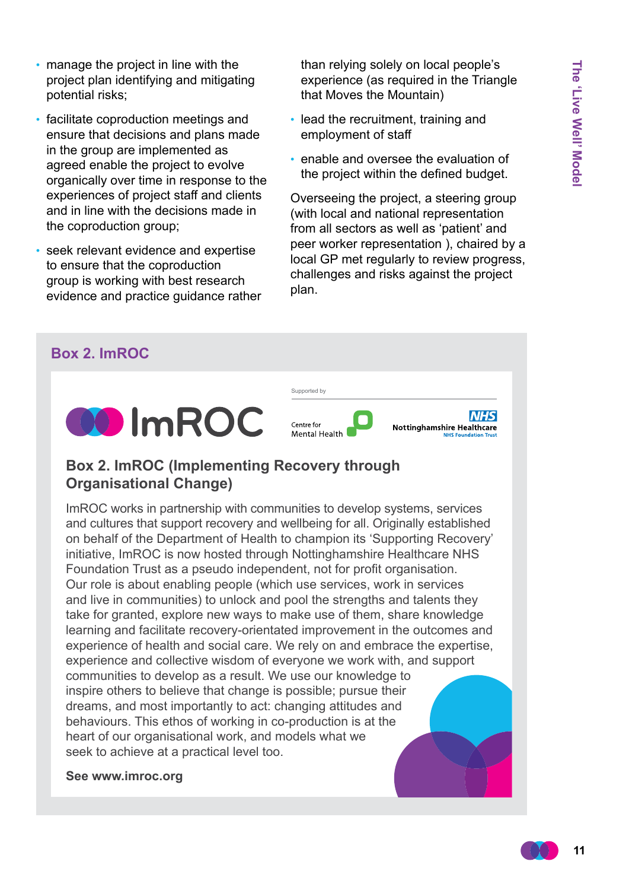- manage the project in line with the project plan identifying and mitigating potential risks;
- facilitate coproduction meetings and ensure that decisions and plans made in the group are implemented as agreed enable the project to evolve organically over time in response to the experiences of project staff and clients and in line with the decisions made in the coproduction group;
- seek relevant evidence and expertise to ensure that the coproduction group is working with best research evidence and practice guidance rather than relying solely on local people's experience (as required in the Triangle that Moves the Mountain)
- lead the recruitment, training and employment of staff
- enable and oversee the evaluation of the project within the defined budget.

Overseeing the project, a steering group (with local and national representation from all sectors as well as 'patient' and peer worker representation ), chaired by a local GP met regularly to review progress, challenges and risks against the project plan.

## Box 2. ImROC

ImROC

Supported by

Centre for Mental Health

NHS Nottinghamshire Healthcare NHS Foundation Trust

### Box 2. ImROC (Implementing Recovery through Organisational Change)

ImROC works in partnership with communities to develop systems, services and cultures that support recovery and wellbeing for all. Originally established on behalf of the Department of Health to champion its 'Supporting Recovery' initiative, ImROC is now hosted through Nottinghamshire Healthcare NHS Foundation Trust as a pseudo independent, not for profit organisation. Our role is about enabling people (which use services, work in services and live in communities) to unlock and pool the strengths and talents they take for granted, explore new ways to make use of them, share knowledge learning and facilitate recovery-orientated improvement in the outcomes and experience of health and social care. We rely on and embrace the expertise, experience and collective wisdom of everyone we work with, and support communities to develop as a result. We use our knowledge to inspire others to believe that change is possible; pursue their dreams, and most importantly to act: changing attitudes and behaviours. This ethos of working in co-production is at the heart of our organisational work, and models what we seek to achieve at a practical level too.

**See www.imroc.org**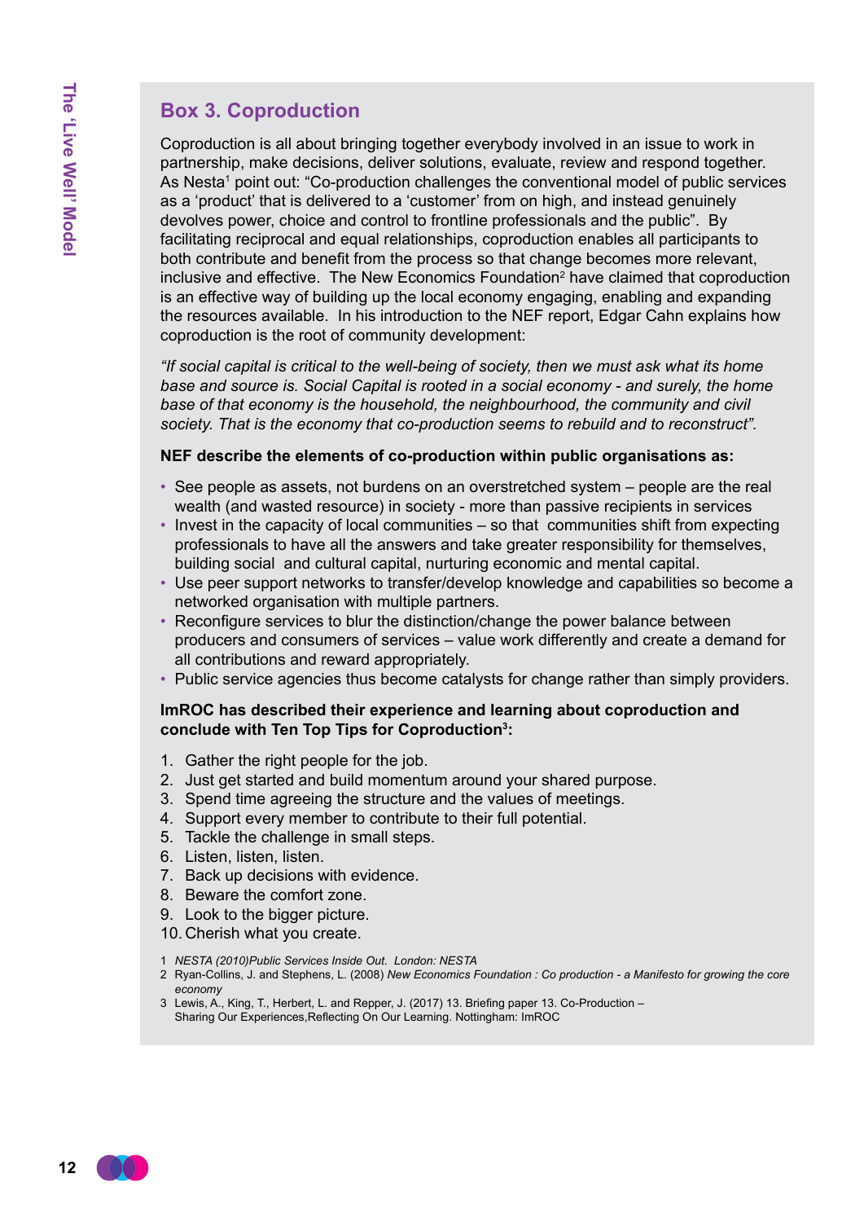## Box 3. Coproduction

Coproduction is all about bringing together everybody involved in an issue to work in partnership, make decisions, deliver solutions, evaluate, review and respond together. As Nesta[1] point out: "Co-production challenges the conventional model of public services as a 'product' that is delivered to a 'customer' from on high, and instead genuinely devolves power, choice and control to frontline professionals and the public". By facilitating reciprocal and equal relationships, coproduction enables all participants to both contribute and benefit from the process so that change becomes more relevant, inclusive and effective. The New Economics Foundation[2] have claimed that coproduction is an effective way of building up the local economy engaging, enabling and expanding the resources available. In his introduction to the NEF report, Edgar Cahn explains how coproduction is the root of community development:

*"If social capital is critical to the well-being of society, then we must ask what its home base and source is. Social Capital is rooted in a social economy - and surely, the home base of that economy is the household, the neighbourhood, the community and civil society. That is the economy that co-production seems to rebuild and to reconstruct".*

**NEF describe the elements of co-production within public organisations as:**

- See people as assets, not burdens on an overstretched system – people are the real wealth (and wasted resource) in society - more than passive recipients in services
- Invest in the capacity of local communities – so that communities shift from expecting professionals to have all the answers and take greater responsibility for themselves, building social and cultural capital, nurturing economic and mental capital.
- Use peer support networks to transfer/develop knowledge and capabilities so become a networked organisation with multiple partners.
- Reconfigure services to blur the distinction/change the power balance between producers and consumers of services – value work differently and create a demand for all contributions and reward appropriately.
- Public service agencies thus become catalysts for change rather than simply providers.

**ImROC has described their experience and learning about coproduction and conclude with Ten Top Tips for Coproduction[3]:**

1. Gather the right people for the job.
2. Just get started and build momentum around your shared purpose.
3. Spend time agreeing the structure and the values of meetings.
4. Support every member to contribute to their full potential.
5. Tackle the challenge in small steps.
6. Listen, listen, listen.
7. Back up decisions with evidence.
8. Beware the comfort zone.
9. Look to the bigger picture.
10. Cherish what you create.

1 *NESTA (2010)Public Services Inside Out. London: NESTA*
2 Ryan-Collins, J. and Stephens, L. (2008) *New Economics Foundation : Co production - a Manifesto for growing the core economy*
3 Lewis, A., King, T., Herbert, L. and Repper, J. (2017) 13. Briefing paper 13. Co-Production – Sharing Our Experiences,Reflecting On Our Learning. Nottingham: ImROC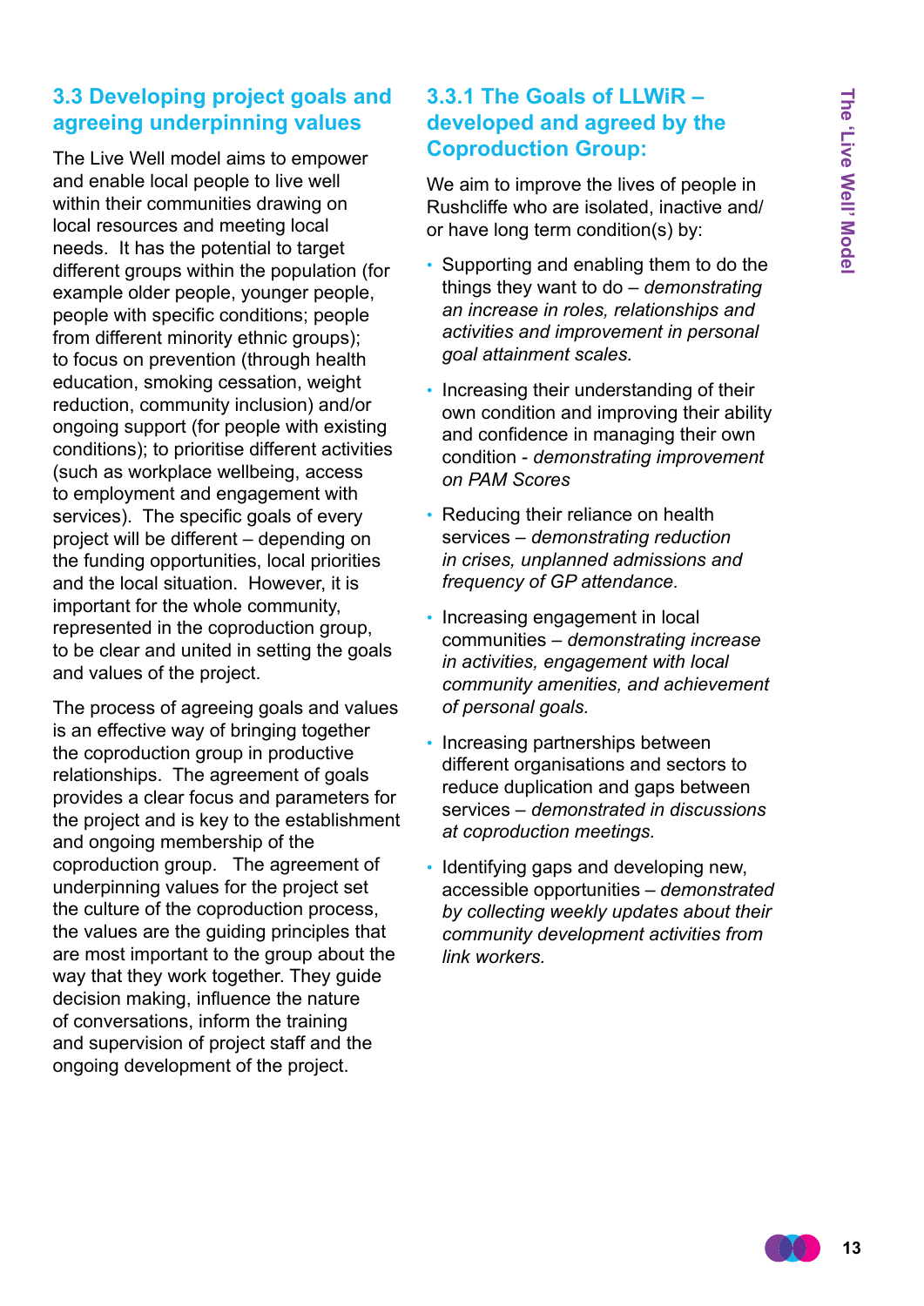## 3.3 Developing project goals and agreeing underpinning values

The Live Well model aims to empower and enable local people to live well within their communities drawing on local resources and meeting local needs. It has the potential to target different groups within the population (for example older people, younger people, people with specific conditions; people from different minority ethnic groups); to focus on prevention (through health education, smoking cessation, weight reduction, community inclusion) and/or ongoing support (for people with existing conditions); to prioritise different activities (such as workplace wellbeing, access to employment and engagement with services). The specific goals of every project will be different – depending on the funding opportunities, local priorities and the local situation. However, it is important for the whole community, represented in the coproduction group, to be clear and united in setting the goals and values of the project.

The process of agreeing goals and values is an effective way of bringing together the coproduction group in productive relationships. The agreement of goals provides a clear focus and parameters for the project and is key to the establishment and ongoing membership of the coproduction group. The agreement of underpinning values for the project set the culture of the coproduction process, the values are the guiding principles that are most important to the group about the way that they work together. They guide decision making, influence the nature of conversations, inform the training and supervision of project staff and the ongoing development of the project.

### 3.3.1 The Goals of LLWiR – developed and agreed by the Coproduction Group:

We aim to improve the lives of people in Rushcliffe who are isolated, inactive and/or have long term condition(s) by:

- Supporting and enabling them to do the things they want to do – *demonstrating an increase in roles, relationships and activities and improvement in personal goal attainment scales.*
- Increasing their understanding of their own condition and improving their ability and confidence in managing their own condition - *demonstrating improvement on PAM Scores*
- Reducing their reliance on health services – *demonstrating reduction in crises, unplanned admissions and frequency of GP attendance.*
- Increasing engagement in local communities – *demonstrating increase in activities, engagement with local community amenities, and achievement of personal goals.*
- Increasing partnerships between different organisations and sectors to reduce duplication and gaps between services – *demonstrated in discussions at coproduction meetings.*
- Identifying gaps and developing new, accessible opportunities – *demonstrated by collecting weekly updates about their community development activities from link workers.*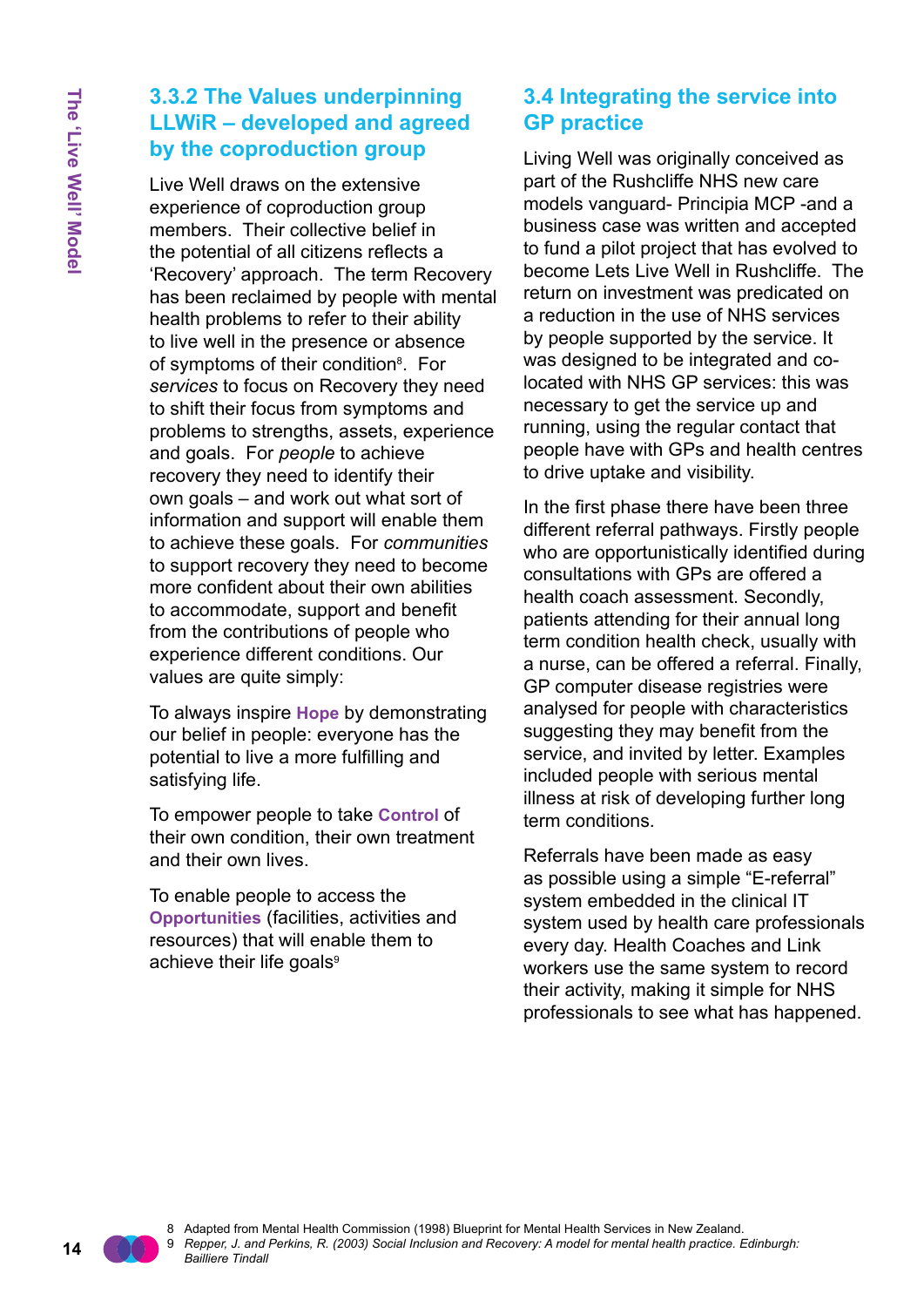### 3.3.2 The Values underpinning LLWiR – developed and agreed by the coproduction group

Live Well draws on the extensive experience of coproduction group members. Their collective belief in the potential of all citizens reflects a 'Recovery' approach. The term Recovery has been reclaimed by people with mental health problems to refer to their ability to live well in the presence or absence of symptoms of their condition[8]. For *services* to focus on Recovery they need to shift their focus from symptoms and problems to strengths, assets, experience and goals. For *people* to achieve recovery they need to identify their own goals – and work out what sort of information and support will enable them to achieve these goals. For *communities* to support recovery they need to become more confident about their own abilities to accommodate, support and benefit from the contributions of people who experience different conditions. Our values are quite simply:

To always inspire **Hope** by demonstrating our belief in people: everyone has the potential to live a more fulfilling and satisfying life.

To empower people to take **Control** of their own condition, their own treatment and their own lives.

To enable people to access the **Opportunities** (facilities, activities and resources) that will enable them to achieve their life goals[9]

## 3.4 Integrating the service into GP practice

Living Well was originally conceived as part of the Rushcliffe NHS new care models vanguard- Principia MCP -and a business case was written and accepted to fund a pilot project that has evolved to become Lets Live Well in Rushcliffe. The return on investment was predicated on a reduction in the use of NHS services by people supported by the service. It was designed to be integrated and co-located with NHS GP services: this was necessary to get the service up and running, using the regular contact that people have with GPs and health centres to drive uptake and visibility.

In the first phase there have been three different referral pathways. Firstly people who are opportunistically identified during consultations with GPs are offered a health coach assessment. Secondly, patients attending for their annual long term condition health check, usually with a nurse, can be offered a referral. Finally, GP computer disease registries were analysed for people with characteristics suggesting they may benefit from the service, and invited by letter. Examples included people with serious mental illness at risk of developing further long term conditions.

Referrals have been made as easy as possible using a simple "E-referral" system embedded in the clinical IT system used by health care professionals every day. Health Coaches and Link workers use the same system to record their activity, making it simple for NHS professionals to see what has happened.

---

8 Adapted from Mental Health Commission (1998) Blueprint for Mental Health Services in New Zealand.

9 *Repper, J. and Perkins, R. (2003) Social Inclusion and Recovery: A model for mental health practice. Edinburgh: Bailliere Tindall*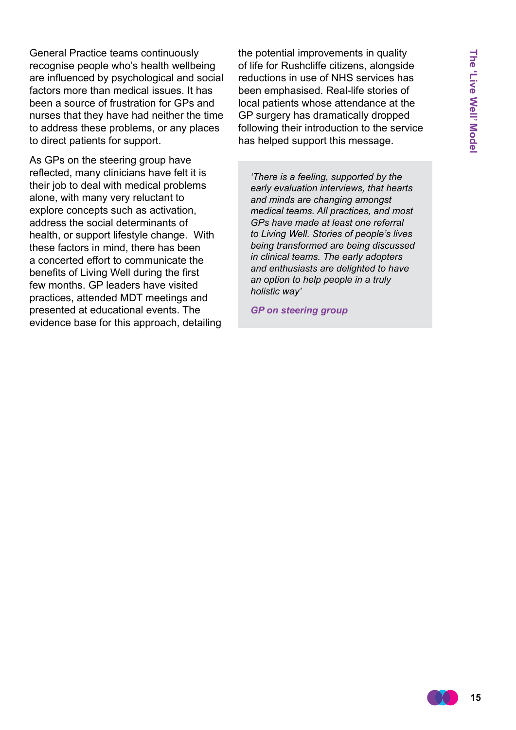General Practice teams continuously recognise people who's health wellbeing are influenced by psychological and social factors more than medical issues. It has been a source of frustration for GPs and nurses that they have had neither the time to address these problems, or any places to direct patients for support.

As GPs on the steering group have reflected, many clinicians have felt it is their job to deal with medical problems alone, with many very reluctant to explore concepts such as activation, address the social determinants of health, or support lifestyle change. With these factors in mind, there has been a concerted effort to communicate the benefits of Living Well during the first few months. GP leaders have visited practices, attended MDT meetings and presented at educational events. The evidence base for this approach, detailing the potential improvements in quality of life for Rushcliffe citizens, alongside reductions in use of NHS services has been emphasised. Real-life stories of local patients whose attendance at the GP surgery has dramatically dropped following their introduction to the service has helped support this message.

> *'There is a feeling, supported by the early evaluation interviews, that hearts and minds are changing amongst medical teams. All practices, and most GPs have made at least one referral to Living Well. Stories of people's lives being transformed are being discussed in clinical teams. The early adopters and enthusiasts are delighted to have an option to help people in a truly holistic way'*
>
> ***GP on steering group***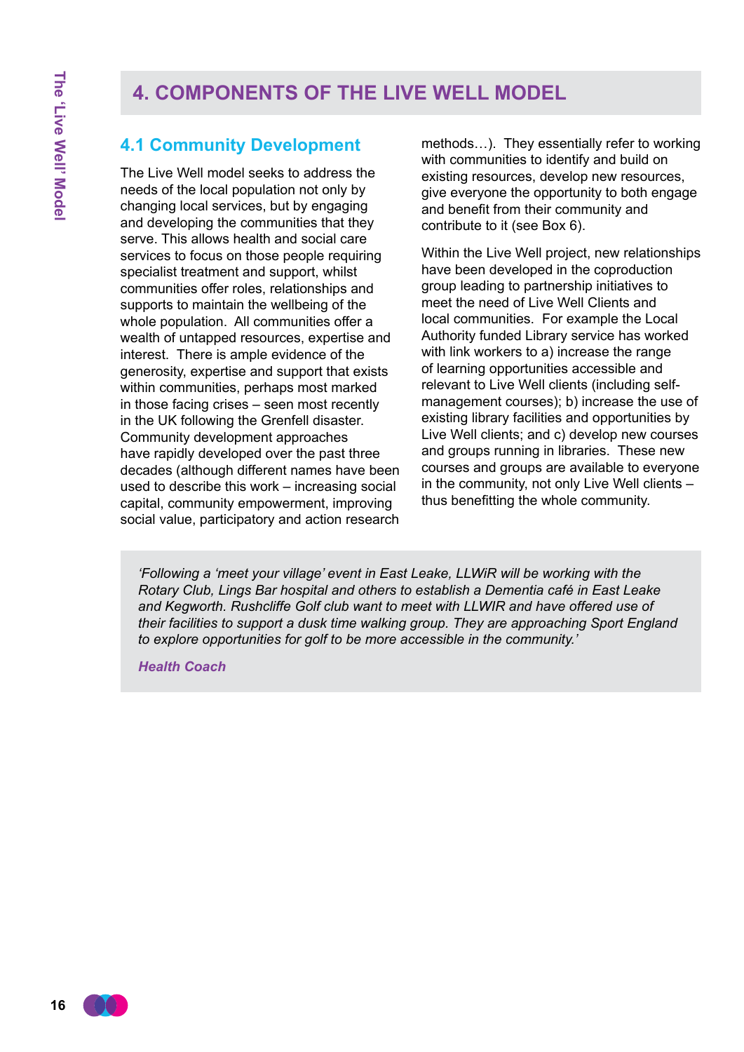## 4. COMPONENTS OF THE LIVE WELL MODEL

### 4.1 Community Development

The Live Well model seeks to address the needs of the local population not only by changing local services, but by engaging and developing the communities that they serve. This allows health and social care services to focus on those people requiring specialist treatment and support, whilst communities offer roles, relationships and supports to maintain the wellbeing of the whole population. All communities offer a wealth of untapped resources, expertise and interest. There is ample evidence of the generosity, expertise and support that exists within communities, perhaps most marked in those facing crises – seen most recently in the UK following the Grenfell disaster. Community development approaches have rapidly developed over the past three decades (although different names have been used to describe this work – increasing social capital, community empowerment, improving social value, participatory and action research methods…). They essentially refer to working with communities to identify and build on existing resources, develop new resources, give everyone the opportunity to both engage and benefit from their community and contribute to it (see Box 6).

Within the Live Well project, new relationships have been developed in the coproduction group leading to partnership initiatives to meet the need of Live Well Clients and local communities. For example the Local Authority funded Library service has worked with link workers to a) increase the range of learning opportunities accessible and relevant to Live Well clients (including self-management courses); b) increase the use of existing library facilities and opportunities by Live Well clients; and c) develop new courses and groups running in libraries. These new courses and groups are available to everyone in the community, not only Live Well clients – thus benefitting the whole community.

> *'Following a 'meet your village' event in East Leake, LLWiR will be working with the Rotary Club, Lings Bar hospital and others to establish a Dementia café in East Leake and Kegworth. Rushcliffe Golf club want to meet with LLWIR and have offered use of their facilities to support a dusk time walking group. They are approaching Sport England to explore opportunities for golf to be more accessible in the community.'*
>
> ***Health Coach***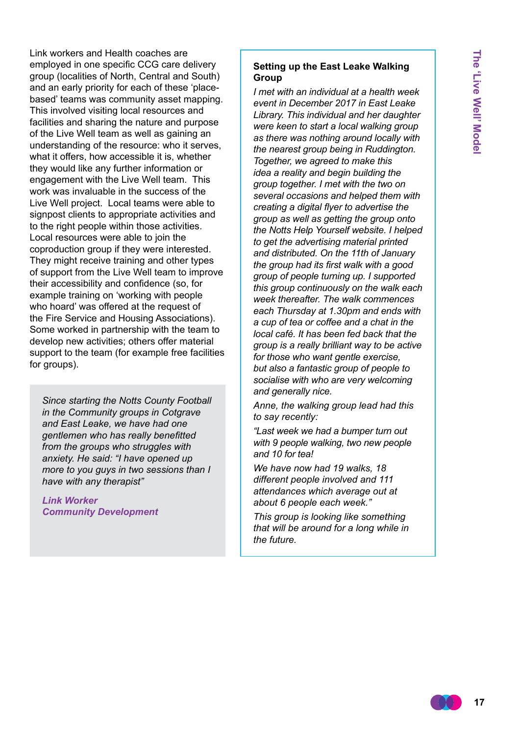Link workers and Health coaches are employed in one specific CCG care delivery group (localities of North, Central and South) and an early priority for each of these 'place-based' teams was community asset mapping. This involved visiting local resources and facilities and sharing the nature and purpose of the Live Well team as well as gaining an understanding of the resource: who it serves, what it offers, how accessible it is, whether they would like any further information or engagement with the Live Well team. This work was invaluable in the success of the Live Well project. Local teams were able to signpost clients to appropriate activities and to the right people within those activities. Local resources were able to join the coproduction group if they were interested. They might receive training and other types of support from the Live Well team to improve their accessibility and confidence (so, for example training on 'working with people who hoard' was offered at the request of the Fire Service and Housing Associations). Some worked in partnership with the team to develop new activities; others offer material support to the team (for example free facilities for groups).

*Since starting the Notts County Football in the Community groups in Cotgrave and East Leake, we have had one gentlemen who has really benefitted from the groups who struggles with anxiety. He said: "I have opened up more to you guys in two sessions than I have with any therapist"*

***Link Worker***
***Community Development***

**Setting up the East Leake Walking Group**

*I met with an individual at a health week event in December 2017 in East Leake Library. This individual and her daughter were keen to start a local walking group as there was nothing around locally with the nearest group being in Ruddington. Together, we agreed to make this idea a reality and begin building the group together. I met with the two on several occasions and helped them with creating a digital flyer to advertise the group as well as getting the group onto the Notts Help Yourself website. I helped to get the advertising material printed and distributed. On the 11th of January the group had its first walk with a good group of people turning up. I supported this group continuously on the walk each week thereafter. The walk commences each Thursday at 1.30pm and ends with a cup of tea or coffee and a chat in the local café. It has been fed back that the group is a really brilliant way to be active for those who want gentle exercise, but also a fantastic group of people to socialise with who are very welcoming and generally nice.*

*Anne, the walking group lead had this to say recently:*

*"Last week we had a bumper turn out with 9 people walking, two new people and 10 for tea!*

*We have now had 19 walks, 18 different people involved and 111 attendances which average out at about 6 people each week."*

*This group is looking like something that will be around for a long while in the future.*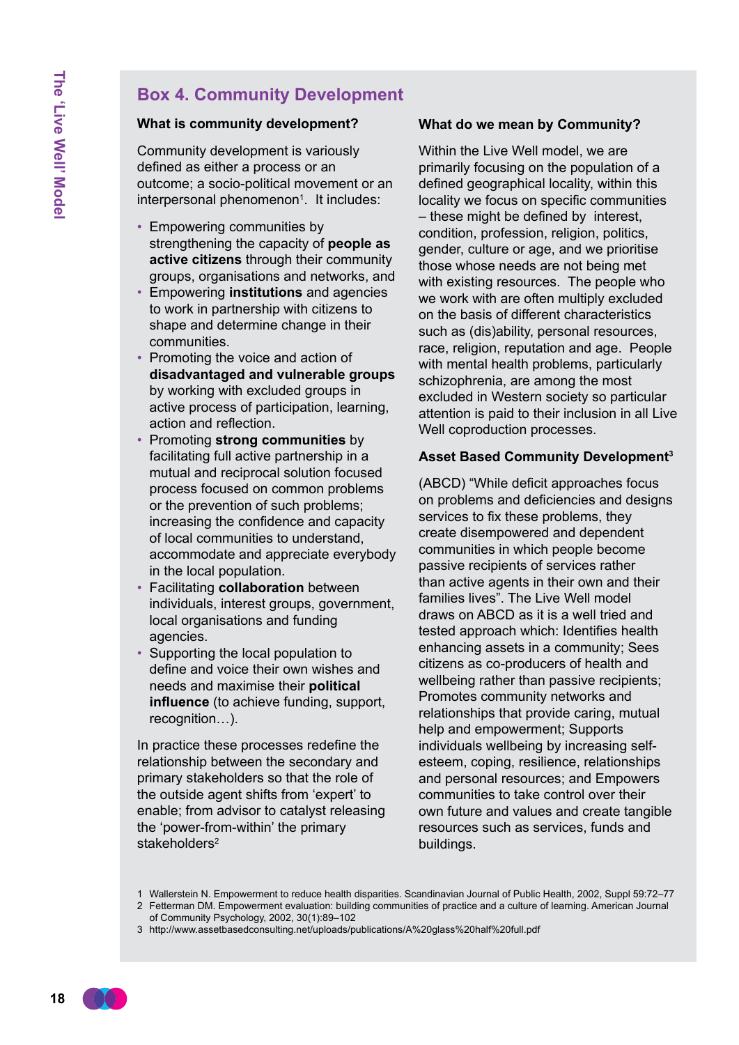## Box 4. Community Development

### What is community development?

Community development is variously defined as either a process or an outcome; a socio-political movement or an interpersonal phenomenon[1]. It includes:

- Empowering communities by strengthening the capacity of **people as active citizens** through their community groups, organisations and networks, and
- Empowering **institutions** and agencies to work in partnership with citizens to shape and determine change in their communities.
- Promoting the voice and action of **disadvantaged and vulnerable groups** by working with excluded groups in active process of participation, learning, action and reflection.
- Promoting **strong communities** by facilitating full active partnership in a mutual and reciprocal solution focused process focused on common problems or the prevention of such problems; increasing the confidence and capacity of local communities to understand, accommodate and appreciate everybody in the local population.
- Facilitating **collaboration** between individuals, interest groups, government, local organisations and funding agencies.
- Supporting the local population to define and voice their own wishes and needs and maximise their **political influence** (to achieve funding, support, recognition…).

In practice these processes redefine the relationship between the secondary and primary stakeholders so that the role of the outside agent shifts from 'expert' to enable; from advisor to catalyst releasing the 'power-from-within' the primary stakeholders[2]

### What do we mean by Community?

Within the Live Well model, we are primarily focusing on the population of a defined geographical locality, within this locality we focus on specific communities – these might be defined by interest, condition, profession, religion, politics, gender, culture or age, and we prioritise those whose needs are not being met with existing resources. The people who we work with are often multiply excluded on the basis of different characteristics such as (dis)ability, personal resources, race, religion, reputation and age. People with mental health problems, particularly schizophrenia, are among the most excluded in Western society so particular attention is paid to their inclusion in all Live Well coproduction processes.

### Asset Based Community Development[3]

(ABCD) "While deficit approaches focus on problems and deficiencies and designs services to fix these problems, they create disempowered and dependent communities in which people become passive recipients of services rather than active agents in their own and their families lives". The Live Well model draws on ABCD as it is a well tried and tested approach which: Identifies health enhancing assets in a community; Sees citizens as co-producers of health and wellbeing rather than passive recipients; Promotes community networks and relationships that provide caring, mutual help and empowerment; Supports individuals wellbeing by increasing self-esteem, coping, resilience, relationships and personal resources; and Empowers communities to take control over their own future and values and create tangible resources such as services, funds and buildings.

1 Wallerstein N. Empowerment to reduce health disparities. Scandinavian Journal of Public Health, 2002, Suppl 59:72–77
2 Fetterman DM. Empowerment evaluation: building communities of practice and a culture of learning. American Journal of Community Psychology, 2002, 30(1):89–102
3 http://www.assetbasedconsulting.net/uploads/publications/A%20glass%20half%20full.pdf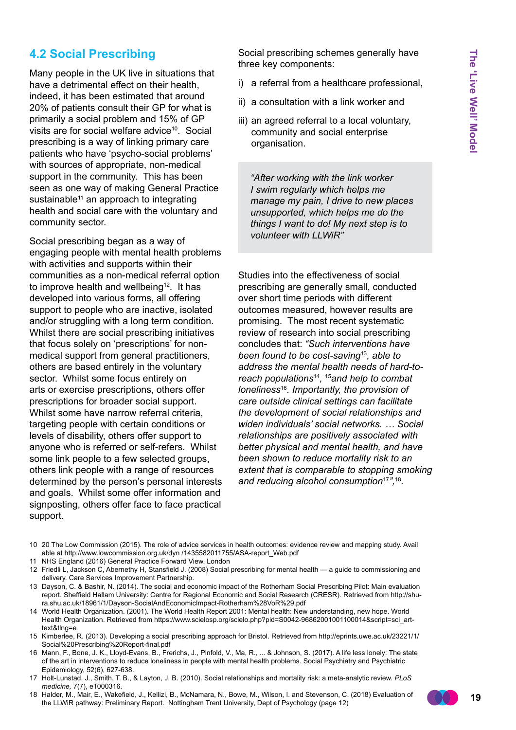## 4.2 Social Prescribing

Many people in the UK live in situations that have a detrimental effect on their health, indeed, it has been estimated that around 20% of patients consult their GP for what is primarily a social problem and 15% of GP visits are for social welfare advice[10]. Social prescribing is a way of linking primary care patients who have 'psycho-social problems' with sources of appropriate, non-medical support in the community. This has been seen as one way of making General Practice sustainable[11] an approach to integrating health and social care with the voluntary and community sector.

Social prescribing began as a way of engaging people with mental health problems with activities and supports within their communities as a non-medical referral option to improve health and wellbeing[12]. It has developed into various forms, all offering support to people who are inactive, isolated and/or struggling with a long term condition. Whilst there are social prescribing initiatives that focus solely on 'prescriptions' for non-medical support from general practitioners, others are based entirely in the voluntary sector. Whilst some focus entirely on arts or exercise prescriptions, others offer prescriptions for broader social support. Whilst some have narrow referral criteria, targeting people with certain conditions or levels of disability, others offer support to anyone who is referred or self-refers. Whilst some link people to a few selected groups, others link people with a range of resources determined by the person's personal interests and goals. Whilst some offer information and signposting, others offer face to face practical support.

Social prescribing schemes generally have three key components:

i) a referral from a healthcare professional,

ii) a consultation with a link worker and

iii) an agreed referral to a local voluntary, community and social enterprise organisation.

> *"After working with the link worker I swim regularly which helps me manage my pain, I drive to new places unsupported, which helps me do the things I want to do! My next step is to volunteer with LLWiR"*

Studies into the effectiveness of social prescribing are generally small, conducted over short time periods with different outcomes measured, however results are promising. The most recent systematic review of research into social prescribing concludes that: *"Such interventions have been found to be cost-saving[13], able to address the mental health needs of hard-to-reach populations[14], [15]and help to combat loneliness[16]. Importantly, the provision of care outside clinical settings can facilitate the development of social relationships and widen individuals' social networks. … Social relationships are positively associated with better physical and mental health, and have been shown to reduce mortality risk to an extent that is comparable to stopping smoking and reducing alcohol consumption[17]",[18].*

---

10 20 The Low Commission (2015). The role of advice services in health outcomes: evidence review and mapping study. Avail able at http://www.lowcommission.org.uk/dyn /1435582011755/ASA-report_Web.pdf

11 NHS England (2016) General Practice Forward View. London

12 Friedli L, Jackson C, Abernethy H, Stansfield J. (2008) Social prescribing for mental health — a guide to commissioning and delivery. Care Services Improvement Partnership.

13 Dayson, C. & Bashir, N. (2014). The social and economic impact of the Rotherham Social Prescribing Pilot: Main evaluation report. Sheffield Hallam University: Centre for Regional Economic and Social Research (CRESR). Retrieved from http://shura.shu.ac.uk/18961/1/Dayson-SocialAndEconomicImpact-Rotherham%28VoR%29.pdf

14 World Health Organization. (2001). The World Health Report 2001: Mental health: New understanding, new hope. World Health Organization. Retrieved from https://www.scielosp.org/scielo.php?pid=S0042-96862001001100014&script=sci_arttext&tlng=e

15 Kimberlee, R. (2013). Developing a social prescribing approach for Bristol. Retrieved from http://eprints.uwe.ac.uk/23221/1/Social%20Prescribing%20Report-final.pdf

16 Mann, F., Bone, J. K., Lloyd-Evans, B., Frerichs, J., Pinfold, V., Ma, R., ... & Johnson, S. (2017). A life less lonely: The state of the art in interventions to reduce loneliness in people with mental health problems. Social Psychiatry and Psychiatric Epidemiology, 52(6), 627-638.

17 Holt-Lunstad, J., Smith, T. B., & Layton, J. B. (2010). Social relationships and mortality risk: a meta-analytic review. *PLoS medicine*, 7(7), e1000316.

18 Halder, M., Mair, E., Wakefield, J., Kellizi, B., McNamara, N., Bowe, M., Wilson, I. and Stevenson, C. (2018) Evaluation of the LLWiR pathway: Preliminary Report. Nottingham Trent University, Dept of Psychology (page 12)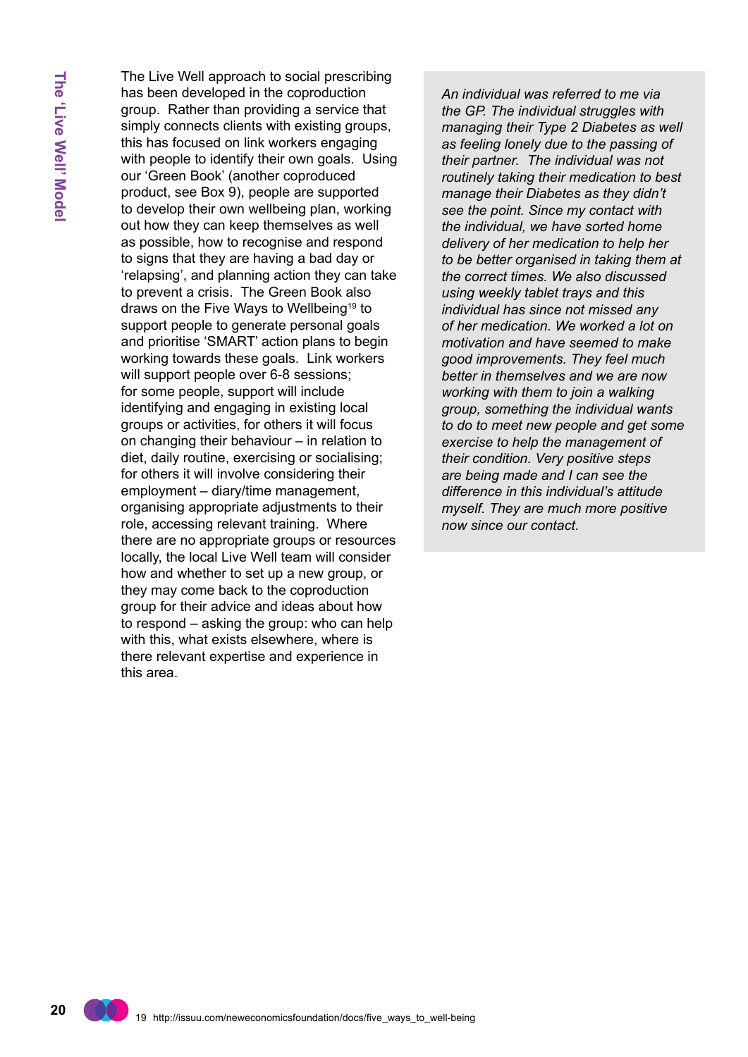The Live Well approach to social prescribing has been developed in the coproduction group. Rather than providing a service that simply connects clients with existing groups, this has focused on link workers engaging with people to identify their own goals. Using our 'Green Book' (another coproduced product, see Box 9), people are supported to develop their own wellbeing plan, working out how they can keep themselves as well as possible, how to recognise and respond to signs that they are having a bad day or 'relapsing', and planning action they can take to prevent a crisis. The Green Book also draws on the Five Ways to Wellbeing[19] to support people to generate personal goals and prioritise 'SMART' action plans to begin working towards these goals. Link workers will support people over 6-8 sessions; for some people, support will include identifying and engaging in existing local groups or activities, for others it will focus on changing their behaviour – in relation to diet, daily routine, exercising or socialising; for others it will involve considering their employment – diary/time management, organising appropriate adjustments to their role, accessing relevant training. Where there are no appropriate groups or resources locally, the local Live Well team will consider how and whether to set up a new group, or they may come back to the coproduction group for their advice and ideas about how to respond – asking the group: who can help with this, what exists elsewhere, where is there relevant expertise and experience in this area.

*An individual was referred to me via the GP. The individual struggles with managing their Type 2 Diabetes as well as feeling lonely due to the passing of their partner. The individual was not routinely taking their medication to best manage their Diabetes as they didn't see the point. Since my contact with the individual, we have sorted home delivery of her medication to help her to be better organised in taking them at the correct times. We also discussed using weekly tablet trays and this individual has since not missed any of her medication. We worked a lot on motivation and have seemed to make good improvements. They feel much better in themselves and we are now working with them to join a walking group, something the individual wants to do to meet new people and get some exercise to help the management of their condition. Very positive steps are being made and I can see the difference in this individual's attitude myself. They are much more positive now since our contact.*

19 http://issuu.com/neweconomicsfoundation/docs/five_ways_to_well-being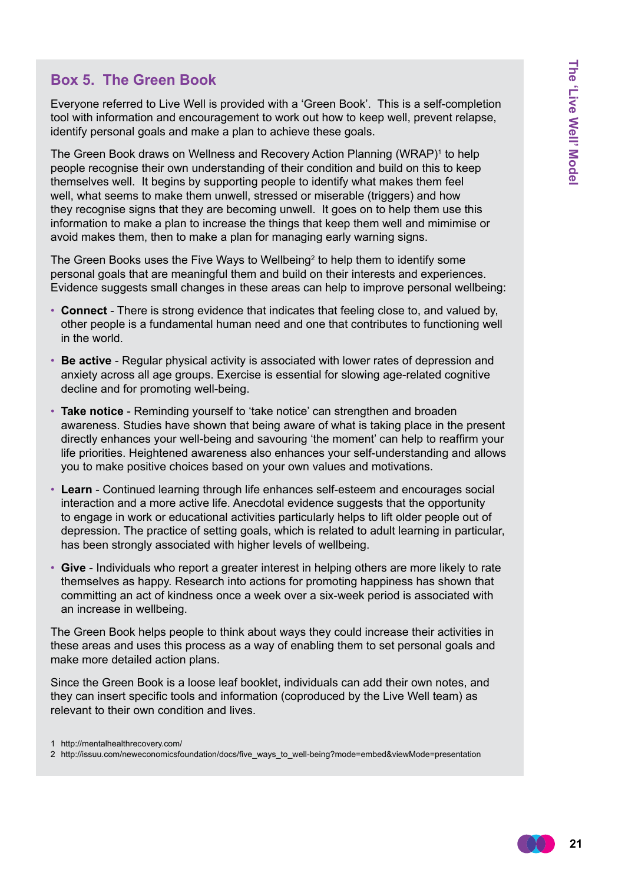## Box 5. The Green Book

Everyone referred to Live Well is provided with a 'Green Book'. This is a self-completion tool with information and encouragement to work out how to keep well, prevent relapse, identify personal goals and make a plan to achieve these goals.

The Green Book draws on Wellness and Recovery Action Planning (WRAP)[1] to help people recognise their own understanding of their condition and build on this to keep themselves well. It begins by supporting people to identify what makes them feel well, what seems to make them unwell, stressed or miserable (triggers) and how they recognise signs that they are becoming unwell. It goes on to help them use this information to make a plan to increase the things that keep them well and mimimise or avoid makes them, then to make a plan for managing early warning signs.

The Green Books uses the Five Ways to Wellbeing[2] to help them to identify some personal goals that are meaningful them and build on their interests and experiences. Evidence suggests small changes in these areas can help to improve personal wellbeing:

- **Connect** - There is strong evidence that indicates that feeling close to, and valued by, other people is a fundamental human need and one that contributes to functioning well in the world.
- **Be active** - Regular physical activity is associated with lower rates of depression and anxiety across all age groups. Exercise is essential for slowing age-related cognitive decline and for promoting well-being.
- **Take notice** - Reminding yourself to 'take notice' can strengthen and broaden awareness. Studies have shown that being aware of what is taking place in the present directly enhances your well-being and savouring 'the moment' can help to reaffirm your life priorities. Heightened awareness also enhances your self-understanding and allows you to make positive choices based on your own values and motivations.
- **Learn** - Continued learning through life enhances self-esteem and encourages social interaction and a more active life. Anecdotal evidence suggests that the opportunity to engage in work or educational activities particularly helps to lift older people out of depression. The practice of setting goals, which is related to adult learning in particular, has been strongly associated with higher levels of wellbeing.
- **Give** - Individuals who report a greater interest in helping others are more likely to rate themselves as happy. Research into actions for promoting happiness has shown that committing an act of kindness once a week over a six-week period is associated with an increase in wellbeing.

The Green Book helps people to think about ways they could increase their activities in these areas and uses this process as a way of enabling them to set personal goals and make more detailed action plans.

Since the Green Book is a loose leaf booklet, individuals can add their own notes, and they can insert specific tools and information (coproduced by the Live Well team) as relevant to their own condition and lives.

1 http://mentalhealthrecovery.com/
2 http://issuu.com/neweconomicsfoundation/docs/five_ways_to_well-being?mode=embed&viewMode=presentation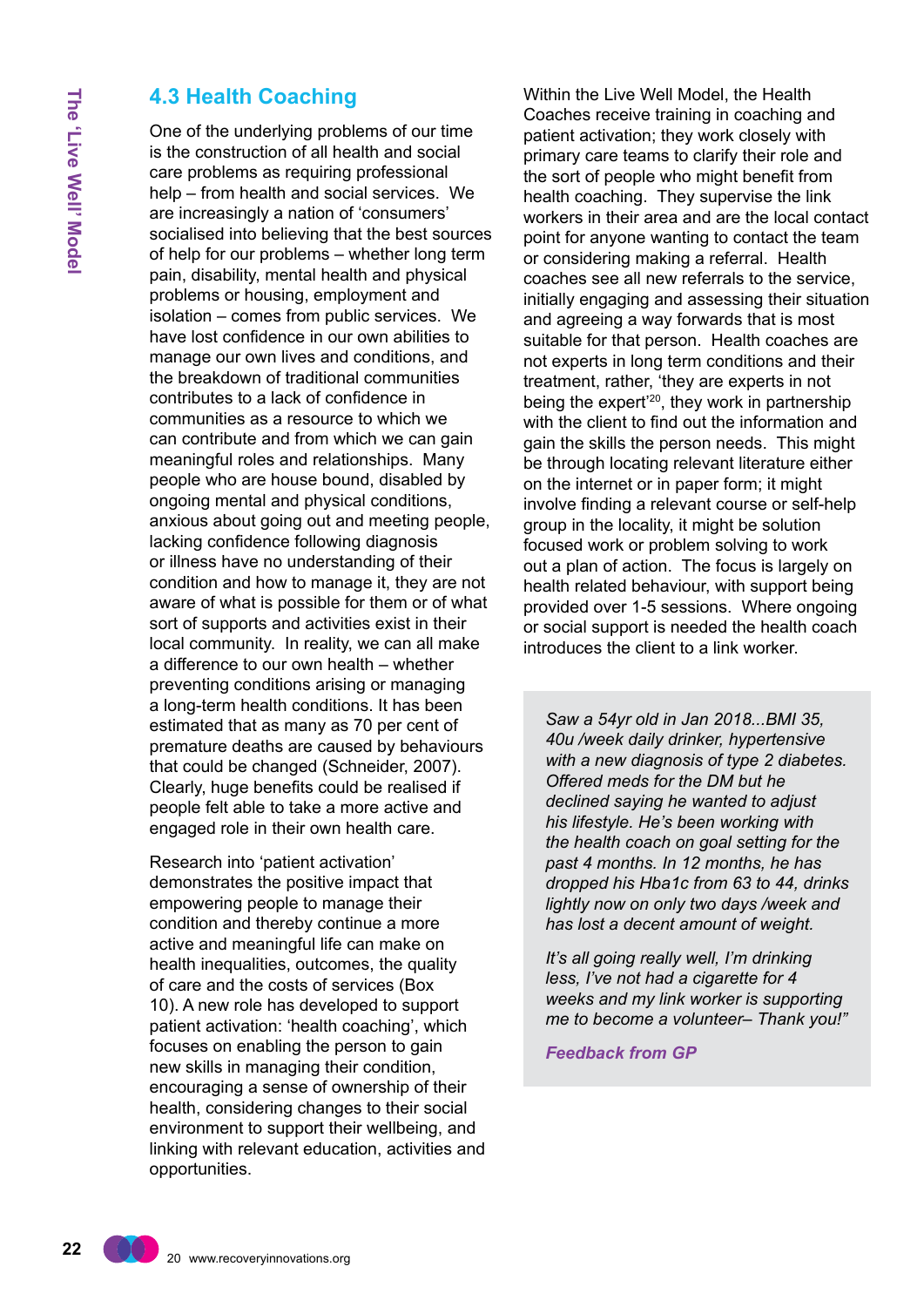## 4.3 Health Coaching

One of the underlying problems of our time is the construction of all health and social care problems as requiring professional help – from health and social services. We are increasingly a nation of 'consumers' socialised into believing that the best sources of help for our problems – whether long term pain, disability, mental health and physical problems or housing, employment and isolation – comes from public services. We have lost confidence in our own abilities to manage our own lives and conditions, and the breakdown of traditional communities contributes to a lack of confidence in communities as a resource to which we can contribute and from which we can gain meaningful roles and relationships. Many people who are house bound, disabled by ongoing mental and physical conditions, anxious about going out and meeting people, lacking confidence following diagnosis or illness have no understanding of their condition and how to manage it, they are not aware of what is possible for them or of what sort of supports and activities exist in their local community. In reality, we can all make a difference to our own health – whether preventing conditions arising or managing a long-term health conditions. It has been estimated that as many as 70 per cent of premature deaths are caused by behaviours that could be changed (Schneider, 2007). Clearly, huge benefits could be realised if people felt able to take a more active and engaged role in their own health care.

Research into 'patient activation' demonstrates the positive impact that empowering people to manage their condition and thereby continue a more active and meaningful life can make on health inequalities, outcomes, the quality of care and the costs of services (Box 10). A new role has developed to support patient activation: 'health coaching', which focuses on enabling the person to gain new skills in managing their condition, encouraging a sense of ownership of their health, considering changes to their social environment to support their wellbeing, and linking with relevant education, activities and opportunities.

Within the Live Well Model, the Health Coaches receive training in coaching and patient activation; they work closely with primary care teams to clarify their role and the sort of people who might benefit from health coaching. They supervise the link workers in their area and are the local contact point for anyone wanting to contact the team or considering making a referral. Health coaches see all new referrals to the service, initially engaging and assessing their situation and agreeing a way forwards that is most suitable for that person. Health coaches are not experts in long term conditions and their treatment, rather, 'they are experts in not being the expert'[20], they work in partnership with the client to find out the information and gain the skills the person needs. This might be through locating relevant literature either on the internet or in paper form; it might involve finding a relevant course or self-help group in the locality, it might be solution focused work or problem solving to work out a plan of action. The focus is largely on health related behaviour, with support being provided over 1-5 sessions. Where ongoing or social support is needed the health coach introduces the client to a link worker.

> *Saw a 54yr old in Jan 2018...BMI 35, 40u /week daily drinker, hypertensive with a new diagnosis of type 2 diabetes. Offered meds for the DM but he declined saying he wanted to adjust his lifestyle. He's been working with the health coach on goal setting for the past 4 months. In 12 months, he has dropped his Hba1c from 63 to 44, drinks lightly now on only two days /week and has lost a decent amount of weight.*
>
> *It's all going really well, I'm drinking less, I've not had a cigarette for 4 weeks and my link worker is supporting me to become a volunteer– Thank you!"*
>
> ***Feedback from GP***

[20] www.recoveryinnovations.org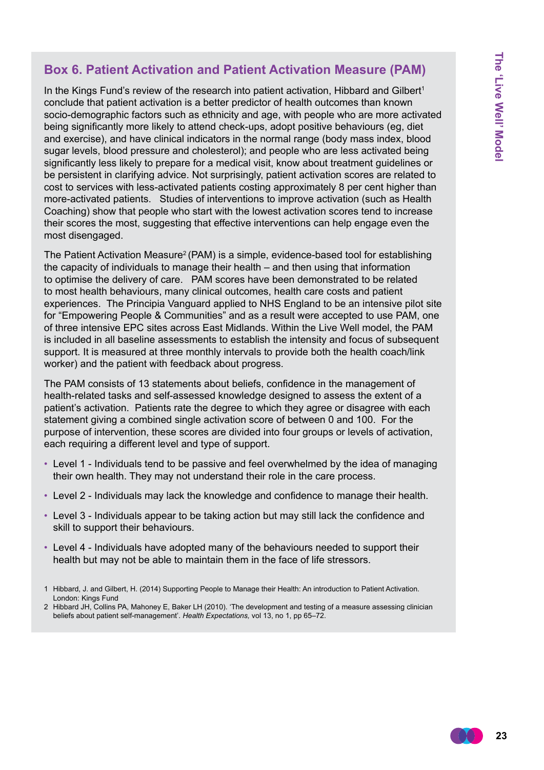## Box 6. Patient Activation and Patient Activation Measure (PAM)

In the Kings Fund's review of the research into patient activation, Hibbard and Gilbert[1] conclude that patient activation is a better predictor of health outcomes than known socio-demographic factors such as ethnicity and age, with people who are more activated being significantly more likely to attend check-ups, adopt positive behaviours (eg, diet and exercise), and have clinical indicators in the normal range (body mass index, blood sugar levels, blood pressure and cholesterol); and people who are less activated being significantly less likely to prepare for a medical visit, know about treatment guidelines or be persistent in clarifying advice. Not surprisingly, patient activation scores are related to cost to services with less-activated patients costing approximately 8 per cent higher than more-activated patients. Studies of interventions to improve activation (such as Health Coaching) show that people who start with the lowest activation scores tend to increase their scores the most, suggesting that effective interventions can help engage even the most disengaged.

The Patient Activation Measure[2] (PAM) is a simple, evidence-based tool for establishing the capacity of individuals to manage their health – and then using that information to optimise the delivery of care. PAM scores have been demonstrated to be related to most health behaviours, many clinical outcomes, health care costs and patient experiences. The Principia Vanguard applied to NHS England to be an intensive pilot site for "Empowering People & Communities" and as a result were accepted to use PAM, one of three intensive EPC sites across East Midlands. Within the Live Well model, the PAM is included in all baseline assessments to establish the intensity and focus of subsequent support. It is measured at three monthly intervals to provide both the health coach/link worker) and the patient with feedback about progress.

The PAM consists of 13 statements about beliefs, confidence in the management of health-related tasks and self-assessed knowledge designed to assess the extent of a patient's activation. Patients rate the degree to which they agree or disagree with each statement giving a combined single activation score of between 0 and 100. For the purpose of intervention, these scores are divided into four groups or levels of activation, each requiring a different level and type of support.

- Level 1 - Individuals tend to be passive and feel overwhelmed by the idea of managing their own health. They may not understand their role in the care process.
- Level 2 - Individuals may lack the knowledge and confidence to manage their health.
- Level 3 - Individuals appear to be taking action but may still lack the confidence and skill to support their behaviours.
- Level 4 - Individuals have adopted many of the behaviours needed to support their health but may not be able to maintain them in the face of life stressors.

1 Hibbard, J. and Gilbert, H. (2014) Supporting People to Manage their Health: An introduction to Patient Activation. London: Kings Fund

2 Hibbard JH, Collins PA, Mahoney E, Baker LH (2010). 'The development and testing of a measure assessing clinician beliefs about patient self-management'. *Health Expectations,* vol 13, no 1, pp 65–72.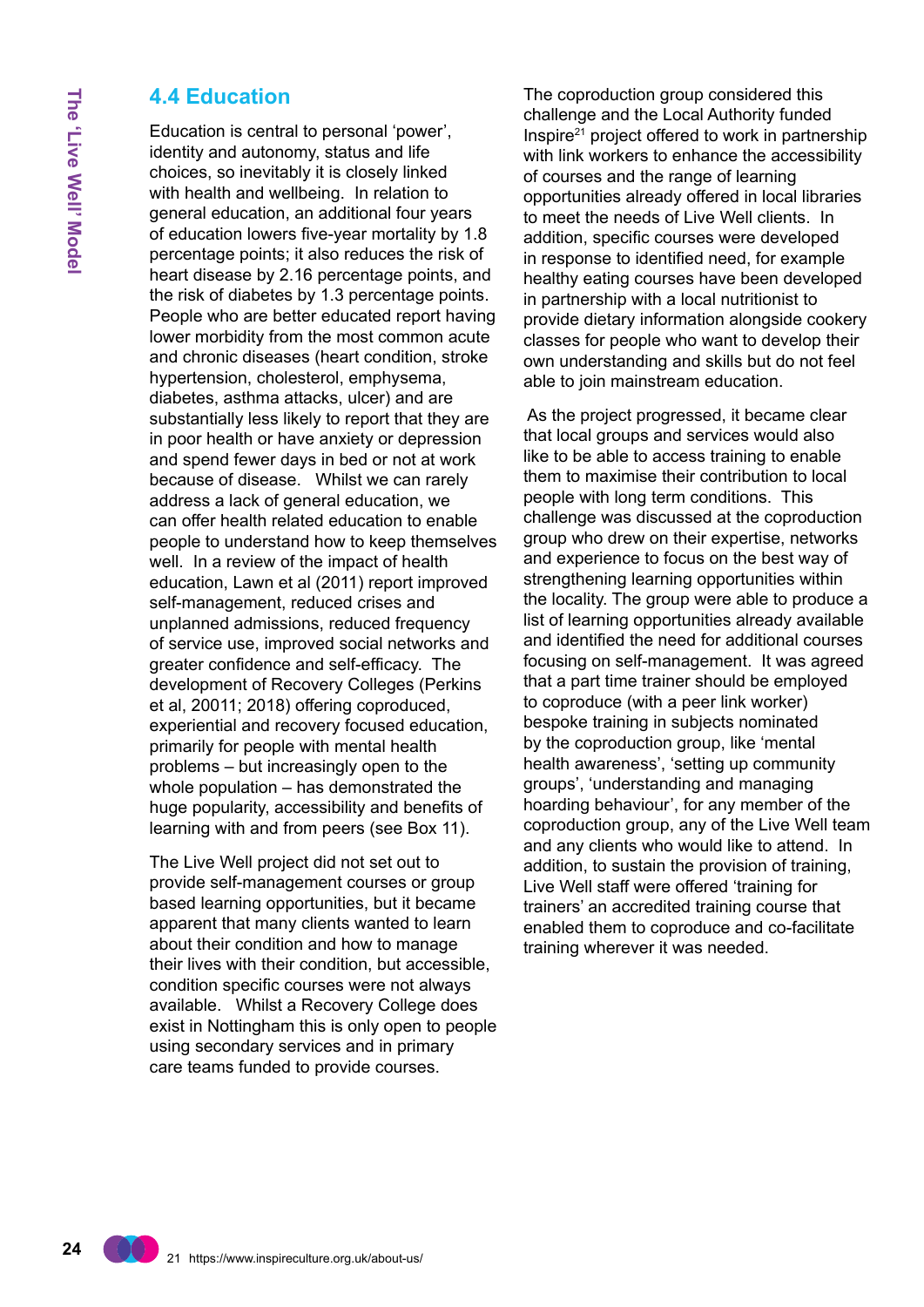## 4.4 Education

Education is central to personal 'power', identity and autonomy, status and life choices, so inevitably it is closely linked with health and wellbeing. In relation to general education, an additional four years of education lowers five-year mortality by 1.8 percentage points; it also reduces the risk of heart disease by 2.16 percentage points, and the risk of diabetes by 1.3 percentage points. People who are better educated report having lower morbidity from the most common acute and chronic diseases (heart condition, stroke hypertension, cholesterol, emphysema, diabetes, asthma attacks, ulcer) and are substantially less likely to report that they are in poor health or have anxiety or depression and spend fewer days in bed or not at work because of disease. Whilst we can rarely address a lack of general education, we can offer health related education to enable people to understand how to keep themselves well. In a review of the impact of health education, Lawn et al (2011) report improved self-management, reduced crises and unplanned admissions, reduced frequency of service use, improved social networks and greater confidence and self-efficacy. The development of Recovery Colleges (Perkins et al, 20011; 2018) offering coproduced, experiential and recovery focused education, primarily for people with mental health problems – but increasingly open to the whole population – has demonstrated the huge popularity, accessibility and benefits of learning with and from peers (see Box 11).

The Live Well project did not set out to provide self-management courses or group based learning opportunities, but it became apparent that many clients wanted to learn about their condition and how to manage their lives with their condition, but accessible, condition specific courses were not always available. Whilst a Recovery College does exist in Nottingham this is only open to people using secondary services and in primary care teams funded to provide courses.

The coproduction group considered this challenge and the Local Authority funded Inspire[21] project offered to work in partnership with link workers to enhance the accessibility of courses and the range of learning opportunities already offered in local libraries to meet the needs of Live Well clients. In addition, specific courses were developed in response to identified need, for example healthy eating courses have been developed in partnership with a local nutritionist to provide dietary information alongside cookery classes for people who want to develop their own understanding and skills but do not feel able to join mainstream education.

As the project progressed, it became clear that local groups and services would also like to be able to access training to enable them to maximise their contribution to local people with long term conditions. This challenge was discussed at the coproduction group who drew on their expertise, networks and experience to focus on the best way of strengthening learning opportunities within the locality. The group were able to produce a list of learning opportunities already available and identified the need for additional courses focusing on self-management. It was agreed that a part time trainer should be employed to coproduce (with a peer link worker) bespoke training in subjects nominated by the coproduction group, like 'mental health awareness', 'setting up community groups', 'understanding and managing hoarding behaviour', for any member of the coproduction group, any of the Live Well team and any clients who would like to attend. In addition, to sustain the provision of training, Live Well staff were offered 'training for trainers' an accredited training course that enabled them to coproduce and co-facilitate training wherever it was needed.

21 https://www.inspireculture.org.uk/about-us/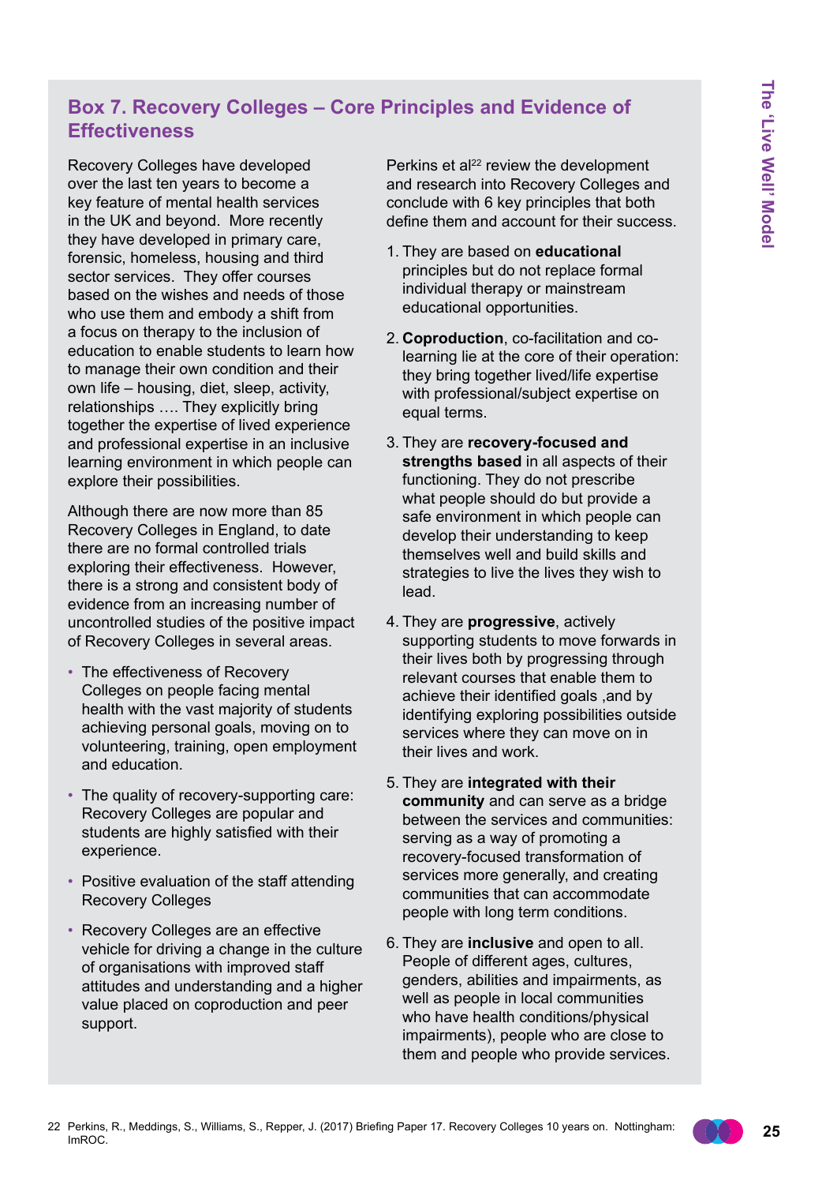## Box 7. Recovery Colleges – Core Principles and Evidence of Effectiveness

Recovery Colleges have developed over the last ten years to become a key feature of mental health services in the UK and beyond. More recently they have developed in primary care, forensic, homeless, housing and third sector services. They offer courses based on the wishes and needs of those who use them and embody a shift from a focus on therapy to the inclusion of education to enable students to learn how to manage their own condition and their own life – housing, diet, sleep, activity, relationships …. They explicitly bring together the expertise of lived experience and professional expertise in an inclusive learning environment in which people can explore their possibilities.

Although there are now more than 85 Recovery Colleges in England, to date there are no formal controlled trials exploring their effectiveness. However, there is a strong and consistent body of evidence from an increasing number of uncontrolled studies of the positive impact of Recovery Colleges in several areas.

- The effectiveness of Recovery Colleges on people facing mental health with the vast majority of students achieving personal goals, moving on to volunteering, training, open employment and education.
- The quality of recovery-supporting care: Recovery Colleges are popular and students are highly satisfied with their experience.
- Positive evaluation of the staff attending Recovery Colleges
- Recovery Colleges are an effective vehicle for driving a change in the culture of organisations with improved staff attitudes and understanding and a higher value placed on coproduction and peer support.

Perkins et al[22] review the development and research into Recovery Colleges and conclude with 6 key principles that both define them and account for their success.

1. They are based on **educational** principles but do not replace formal individual therapy or mainstream educational opportunities.
2. **Coproduction**, co-facilitation and co-learning lie at the core of their operation: they bring together lived/life expertise with professional/subject expertise on equal terms.
3. They are **recovery-focused and strengths based** in all aspects of their functioning. They do not prescribe what people should do but provide a safe environment in which people can develop their understanding to keep themselves well and build skills and strategies to live the lives they wish to lead.
4. They are **progressive**, actively supporting students to move forwards in their lives both by progressing through relevant courses that enable them to achieve their identified goals ,and by identifying exploring possibilities outside services where they can move on in their lives and work.
5. They are **integrated with their community** and can serve as a bridge between the services and communities: serving as a way of promoting a recovery-focused transformation of services more generally, and creating communities that can accommodate people with long term conditions.
6. They are **inclusive** and open to all. People of different ages, cultures, genders, abilities and impairments, as well as people in local communities who have health conditions/physical impairments), people who are close to them and people who provide services.

22 Perkins, R., Meddings, S., Williams, S., Repper, J. (2017) Briefing Paper 17. Recovery Colleges 10 years on. Nottingham: ImROC.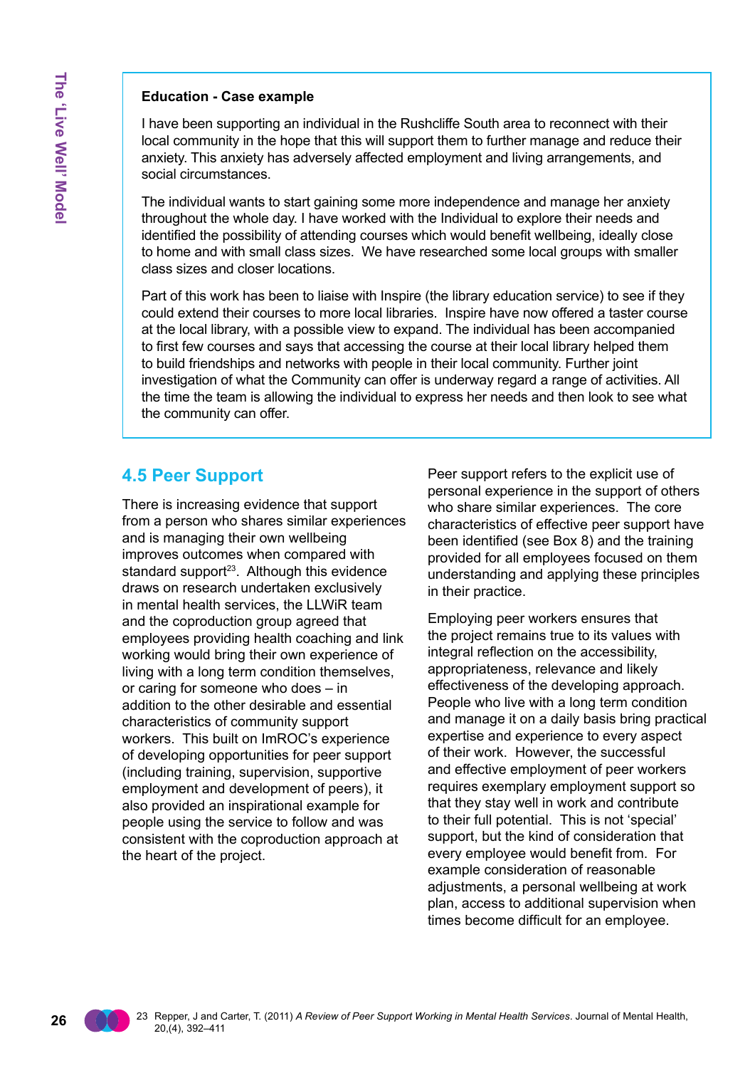**Education - Case example**

I have been supporting an individual in the Rushcliffe South area to reconnect with their local community in the hope that this will support them to further manage and reduce their anxiety. This anxiety has adversely affected employment and living arrangements, and social circumstances.

The individual wants to start gaining some more independence and manage her anxiety throughout the whole day. I have worked with the Individual to explore their needs and identified the possibility of attending courses which would benefit wellbeing, ideally close to home and with small class sizes. We have researched some local groups with smaller class sizes and closer locations.

Part of this work has been to liaise with Inspire (the library education service) to see if they could extend their courses to more local libraries. Inspire have now offered a taster course at the local library, with a possible view to expand. The individual has been accompanied to first few courses and says that accessing the course at their local library helped them to build friendships and networks with people in their local community. Further joint investigation of what the Community can offer is underway regard a range of activities. All the time the team is allowing the individual to express her needs and then look to see what the community can offer.

## 4.5 Peer Support

There is increasing evidence that support from a person who shares similar experiences and is managing their own wellbeing improves outcomes when compared with standard support[23]. Although this evidence draws on research undertaken exclusively in mental health services, the LLWiR team and the coproduction group agreed that employees providing health coaching and link working would bring their own experience of living with a long term condition themselves, or caring for someone who does – in addition to the other desirable and essential characteristics of community support workers. This built on ImROC's experience of developing opportunities for peer support (including training, supervision, supportive employment and development of peers), it also provided an inspirational example for people using the service to follow and was consistent with the coproduction approach at the heart of the project.

Peer support refers to the explicit use of personal experience in the support of others who share similar experiences. The core characteristics of effective peer support have been identified (see Box 8) and the training provided for all employees focused on them understanding and applying these principles in their practice.

Employing peer workers ensures that the project remains true to its values with integral reflection on the accessibility, appropriateness, relevance and likely effectiveness of the developing approach. People who live with a long term condition and manage it on a daily basis bring practical expertise and experience to every aspect of their work. However, the successful and effective employment of peer workers requires exemplary employment support so that they stay well in work and contribute to their full potential. This is not 'special' support, but the kind of consideration that every employee would benefit from. For example consideration of reasonable adjustments, a personal wellbeing at work plan, access to additional supervision when times become difficult for an employee.

23 Repper, J and Carter, T. (2011) *A Review of Peer Support Working in Mental Health Services*. Journal of Mental Health, 20,(4), 392–411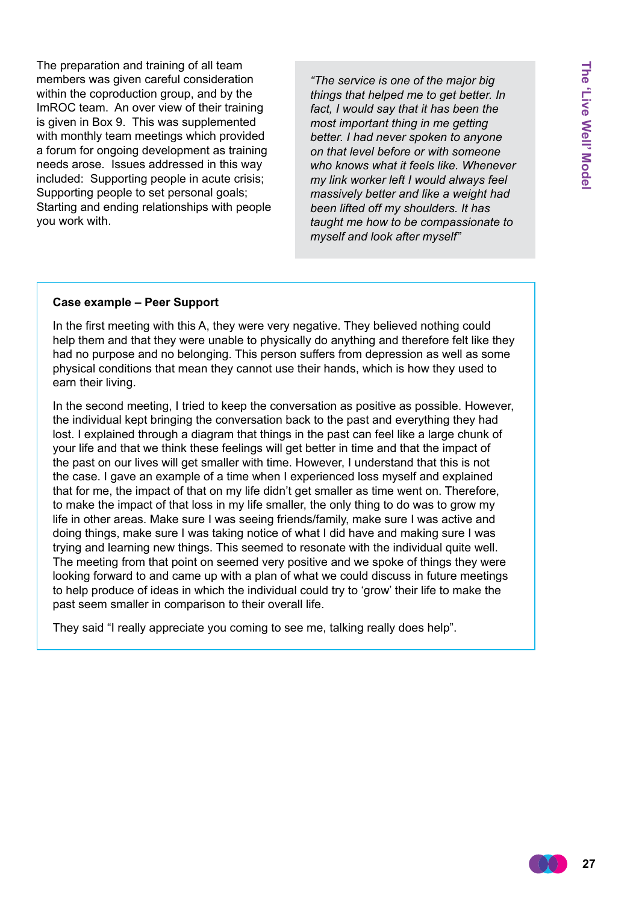The preparation and training of all team members was given careful consideration within the coproduction group, and by the ImROC team. An over view of their training is given in Box 9. This was supplemented with monthly team meetings which provided a forum for ongoing development as training needs arose. Issues addressed in this way included: Supporting people in acute crisis; Supporting people to set personal goals; Starting and ending relationships with people you work with.

> *"The service is one of the major big things that helped me to get better. In fact, I would say that it has been the most important thing in me getting better. I had never spoken to anyone on that level before or with someone who knows what it feels like. Whenever my link worker left I would always feel massively better and like a weight had been lifted off my shoulders. It has taught me how to be compassionate to myself and look after myself"*

**Case example – Peer Support**

In the first meeting with this A, they were very negative. They believed nothing could help them and that they were unable to physically do anything and therefore felt like they had no purpose and no belonging. This person suffers from depression as well as some physical conditions that mean they cannot use their hands, which is how they used to earn their living.

In the second meeting, I tried to keep the conversation as positive as possible. However, the individual kept bringing the conversation back to the past and everything they had lost. I explained through a diagram that things in the past can feel like a large chunk of your life and that we think these feelings will get better in time and that the impact of the past on our lives will get smaller with time. However, I understand that this is not the case. I gave an example of a time when I experienced loss myself and explained that for me, the impact of that on my life didn't get smaller as time went on. Therefore, to make the impact of that loss in my life smaller, the only thing to do was to grow my life in other areas. Make sure I was seeing friends/family, make sure I was active and doing things, make sure I was taking notice of what I did have and making sure I was trying and learning new things. This seemed to resonate with the individual quite well. The meeting from that point on seemed very positive and we spoke of things they were looking forward to and came up with a plan of what we could discuss in future meetings to help produce of ideas in which the individual could try to 'grow' their life to make the past seem smaller in comparison to their overall life.

They said "I really appreciate you coming to see me, talking really does help".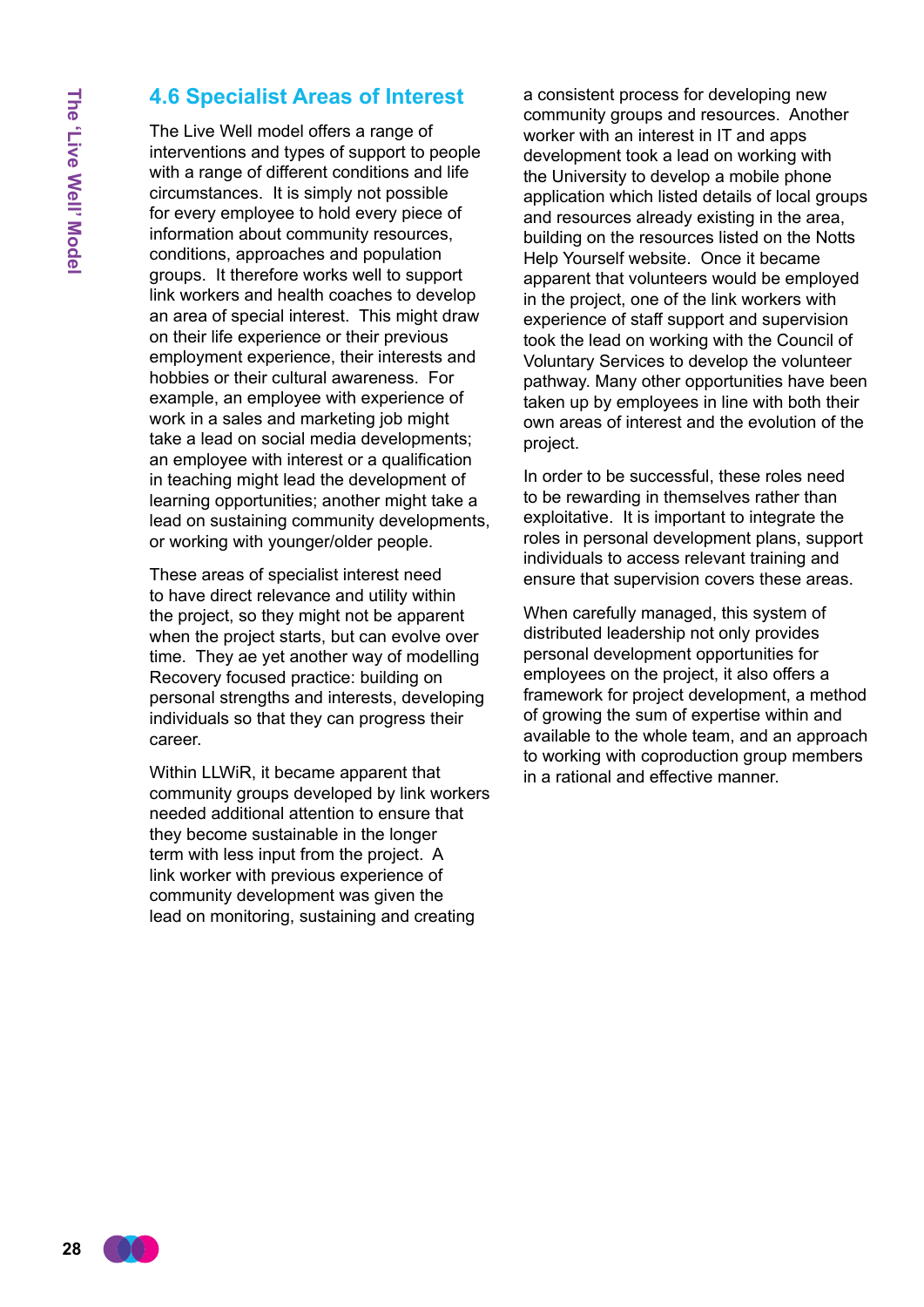## 4.6 Specialist Areas of Interest

The Live Well model offers a range of interventions and types of support to people with a range of different conditions and life circumstances. It is simply not possible for every employee to hold every piece of information about community resources, conditions, approaches and population groups. It therefore works well to support link workers and health coaches to develop an area of special interest. This might draw on their life experience or their previous employment experience, their interests and hobbies or their cultural awareness. For example, an employee with experience of work in a sales and marketing job might take a lead on social media developments; an employee with interest or a qualification in teaching might lead the development of learning opportunities; another might take a lead on sustaining community developments, or working with younger/older people.

These areas of specialist interest need to have direct relevance and utility within the project, so they might not be apparent when the project starts, but can evolve over time. They ae yet another way of modelling Recovery focused practice: building on personal strengths and interests, developing individuals so that they can progress their career.

Within LLWiR, it became apparent that community groups developed by link workers needed additional attention to ensure that they become sustainable in the longer term with less input from the project. A link worker with previous experience of community development was given the lead on monitoring, sustaining and creating a consistent process for developing new community groups and resources. Another worker with an interest in IT and apps development took a lead on working with the University to develop a mobile phone application which listed details of local groups and resources already existing in the area, building on the resources listed on the Notts Help Yourself website. Once it became apparent that volunteers would be employed in the project, one of the link workers with experience of staff support and supervision took the lead on working with the Council of Voluntary Services to develop the volunteer pathway. Many other opportunities have been taken up by employees in line with both their own areas of interest and the evolution of the project.

In order to be successful, these roles need to be rewarding in themselves rather than exploitative. It is important to integrate the roles in personal development plans, support individuals to access relevant training and ensure that supervision covers these areas.

When carefully managed, this system of distributed leadership not only provides personal development opportunities for employees on the project, it also offers a framework for project development, a method of growing the sum of expertise within and available to the whole team, and an approach to working with coproduction group members in a rational and effective manner.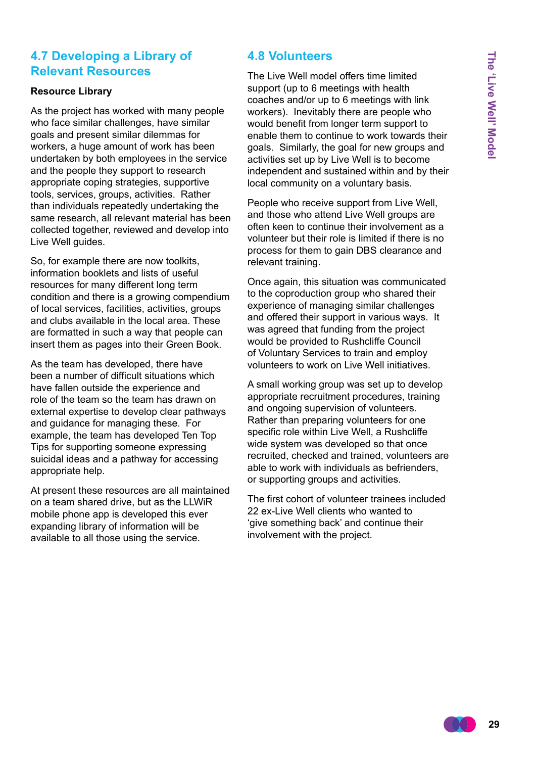## 4.7 Developing a Library of Relevant Resources

**Resource Library**

As the project has worked with many people who face similar challenges, have similar goals and present similar dilemmas for workers, a huge amount of work has been undertaken by both employees in the service and the people they support to research appropriate coping strategies, supportive tools, services, groups, activities. Rather than individuals repeatedly undertaking the same research, all relevant material has been collected together, reviewed and develop into Live Well guides.

So, for example there are now toolkits, information booklets and lists of useful resources for many different long term condition and there is a growing compendium of local services, facilities, activities, groups and clubs available in the local area. These are formatted in such a way that people can insert them as pages into their Green Book.

As the team has developed, there have been a number of difficult situations which have fallen outside the experience and role of the team so the team has drawn on external expertise to develop clear pathways and guidance for managing these. For example, the team has developed Ten Top Tips for supporting someone expressing suicidal ideas and a pathway for accessing appropriate help.

At present these resources are all maintained on a team shared drive, but as the LLWiR mobile phone app is developed this ever expanding library of information will be available to all those using the service.

## 4.8 Volunteers

The Live Well model offers time limited support (up to 6 meetings with health coaches and/or up to 6 meetings with link workers). Inevitably there are people who would benefit from longer term support to enable them to continue to work towards their goals. Similarly, the goal for new groups and activities set up by Live Well is to become independent and sustained within and by their local community on a voluntary basis.

People who receive support from Live Well, and those who attend Live Well groups are often keen to continue their involvement as a volunteer but their role is limited if there is no process for them to gain DBS clearance and relevant training.

Once again, this situation was communicated to the coproduction group who shared their experience of managing similar challenges and offered their support in various ways. It was agreed that funding from the project would be provided to Rushcliffe Council of Voluntary Services to train and employ volunteers to work on Live Well initiatives.

A small working group was set up to develop appropriate recruitment procedures, training and ongoing supervision of volunteers. Rather than preparing volunteers for one specific role within Live Well, a Rushcliffe wide system was developed so that once recruited, checked and trained, volunteers are able to work with individuals as befrienders, or supporting groups and activities.

The first cohort of volunteer trainees included 22 ex-Live Well clients who wanted to 'give something back' and continue their involvement with the project.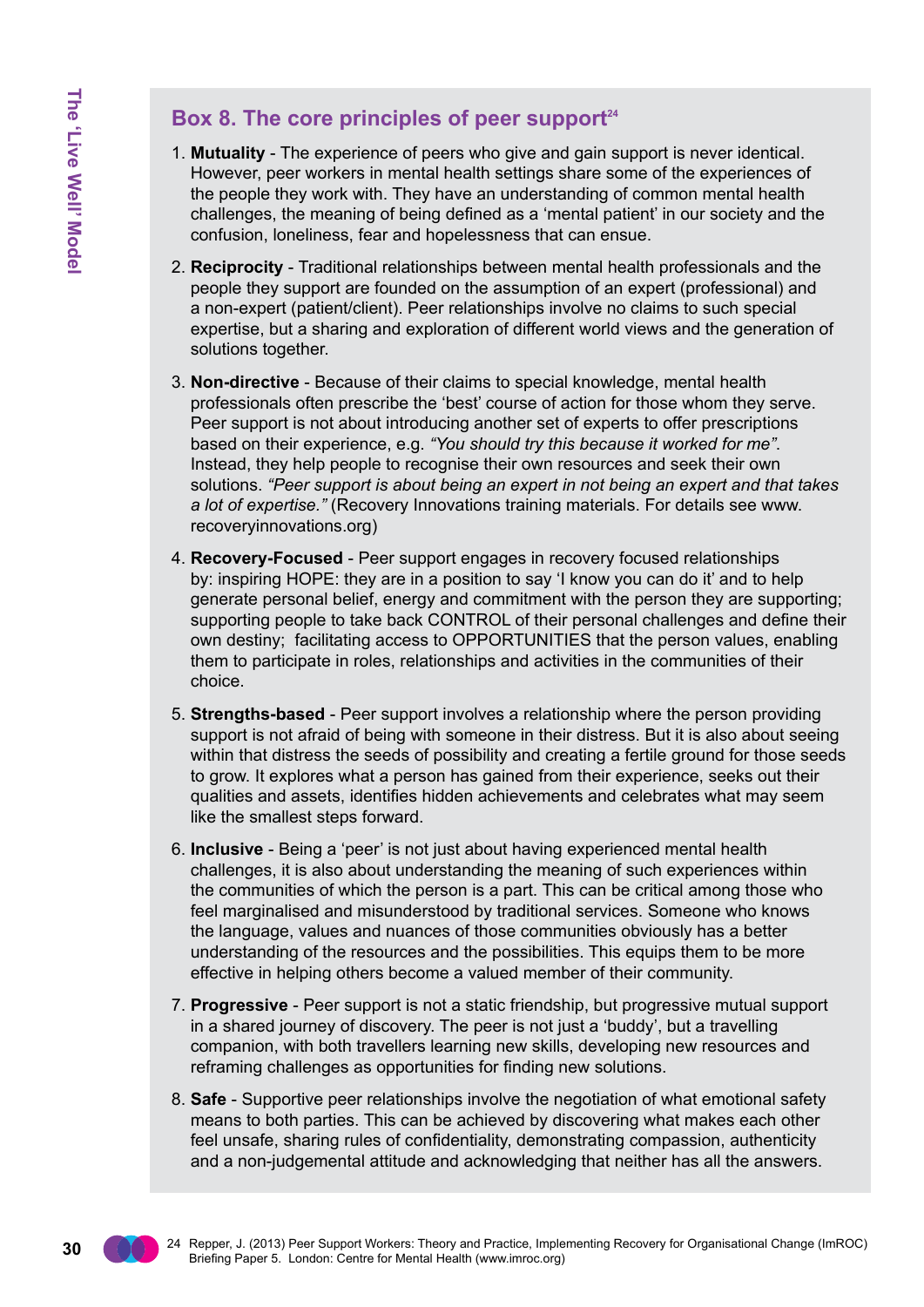## Box 8. The core principles of peer support[24]

1. **Mutuality** - The experience of peers who give and gain support is never identical. However, peer workers in mental health settings share some of the experiences of the people they work with. They have an understanding of common mental health challenges, the meaning of being defined as a 'mental patient' in our society and the confusion, loneliness, fear and hopelessness that can ensue.

2. **Reciprocity** - Traditional relationships between mental health professionals and the people they support are founded on the assumption of an expert (professional) and a non-expert (patient/client). Peer relationships involve no claims to such special expertise, but a sharing and exploration of different world views and the generation of solutions together.

3. **Non-directive** - Because of their claims to special knowledge, mental health professionals often prescribe the 'best' course of action for those whom they serve. Peer support is not about introducing another set of experts to offer prescriptions based on their experience, e.g. *"You should try this because it worked for me"*. Instead, they help people to recognise their own resources and seek their own solutions. *"Peer support is about being an expert in not being an expert and that takes a lot of expertise."* (Recovery Innovations training materials. For details see www.recoveryinnovations.org)

4. **Recovery-Focused** - Peer support engages in recovery focused relationships by: inspiring HOPE: they are in a position to say 'I know you can do it' and to help generate personal belief, energy and commitment with the person they are supporting; supporting people to take back CONTROL of their personal challenges and define their own destiny; facilitating access to OPPORTUNITIES that the person values, enabling them to participate in roles, relationships and activities in the communities of their choice.

5. **Strengths-based** - Peer support involves a relationship where the person providing support is not afraid of being with someone in their distress. But it is also about seeing within that distress the seeds of possibility and creating a fertile ground for those seeds to grow. It explores what a person has gained from their experience, seeks out their qualities and assets, identifies hidden achievements and celebrates what may seem like the smallest steps forward.

6. **Inclusive** - Being a 'peer' is not just about having experienced mental health challenges, it is also about understanding the meaning of such experiences within the communities of which the person is a part. This can be critical among those who feel marginalised and misunderstood by traditional services. Someone who knows the language, values and nuances of those communities obviously has a better understanding of the resources and the possibilities. This equips them to be more effective in helping others become a valued member of their community.

7. **Progressive** - Peer support is not a static friendship, but progressive mutual support in a shared journey of discovery. The peer is not just a 'buddy', but a travelling companion, with both travellers learning new skills, developing new resources and reframing challenges as opportunities for finding new solutions.

8. **Safe** - Supportive peer relationships involve the negotiation of what emotional safety means to both parties. This can be achieved by discovering what makes each other feel unsafe, sharing rules of confidentiality, demonstrating compassion, authenticity and a non-judgemental attitude and acknowledging that neither has all the answers.

24 Repper, J. (2013) Peer Support Workers: Theory and Practice, Implementing Recovery for Organisational Change (ImROC) Briefing Paper 5. London: Centre for Mental Health (www.imroc.org)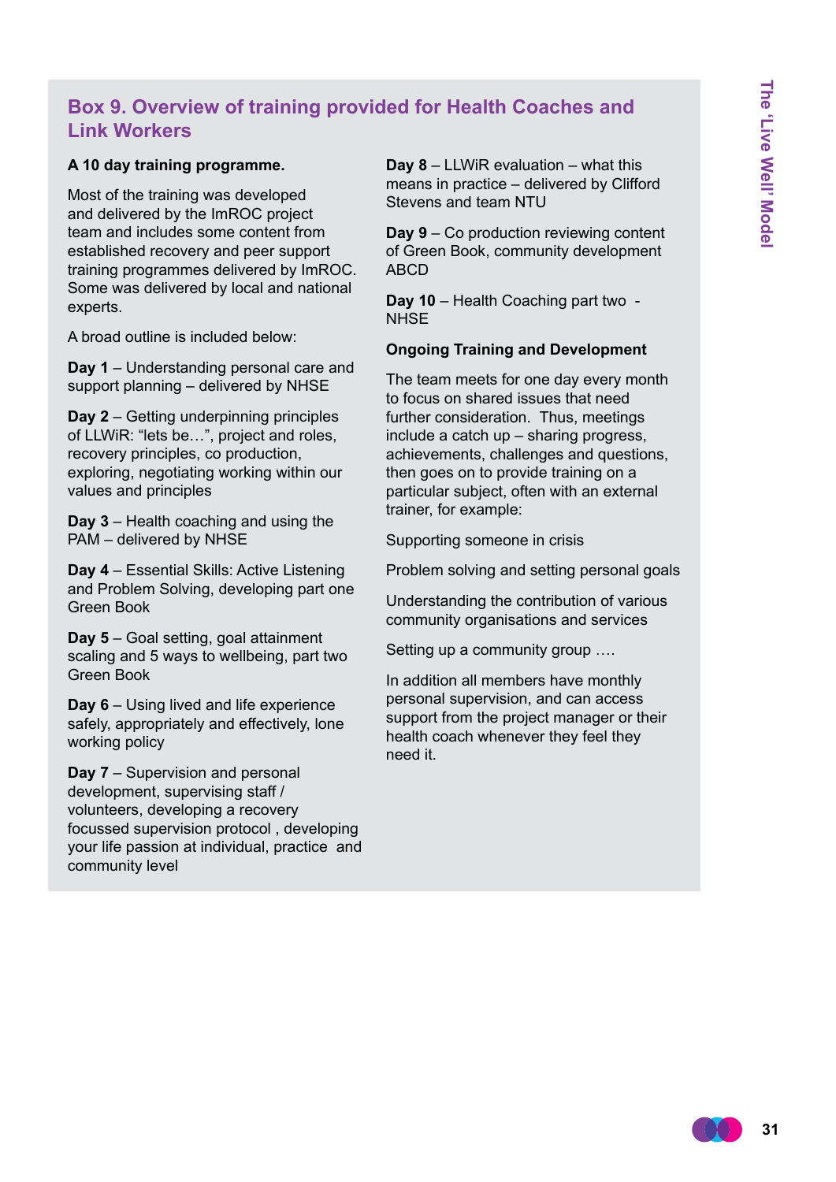## Box 9. Overview of training provided for Health Coaches and Link Workers

**A 10 day training programme.**

Most of the training was developed and delivered by the ImROC project team and includes some content from established recovery and peer support training programmes delivered by ImROC. Some was delivered by local and national experts.

A broad outline is included below:

**Day 1** – Understanding personal care and support planning – delivered by NHSE

**Day 2** – Getting underpinning principles of LLWiR: "lets be…", project and roles, recovery principles, co production, exploring, negotiating working within our values and principles

**Day 3** – Health coaching and using the PAM – delivered by NHSE

**Day 4** – Essential Skills: Active Listening and Problem Solving, developing part one Green Book

**Day 5** – Goal setting, goal attainment scaling and 5 ways to wellbeing, part two Green Book

**Day 6** – Using lived and life experience safely, appropriately and effectively, lone working policy

**Day 7** – Supervision and personal development, supervising staff / volunteers, developing a recovery focussed supervision protocol , developing your life passion at individual, practice and community level

**Day 8** – LLWiR evaluation – what this means in practice – delivered by Clifford Stevens and team NTU

**Day 9** – Co production reviewing content of Green Book, community development ABCD

**Day 10** – Health Coaching part two - NHSE

**Ongoing Training and Development**

The team meets for one day every month to focus on shared issues that need further consideration. Thus, meetings include a catch up – sharing progress, achievements, challenges and questions, then goes on to provide training on a particular subject, often with an external trainer, for example:

Supporting someone in crisis

Problem solving and setting personal goals

Understanding the contribution of various community organisations and services

Setting up a community group ….

In addition all members have monthly personal supervision, and can access support from the project manager or their health coach whenever they feel they need it.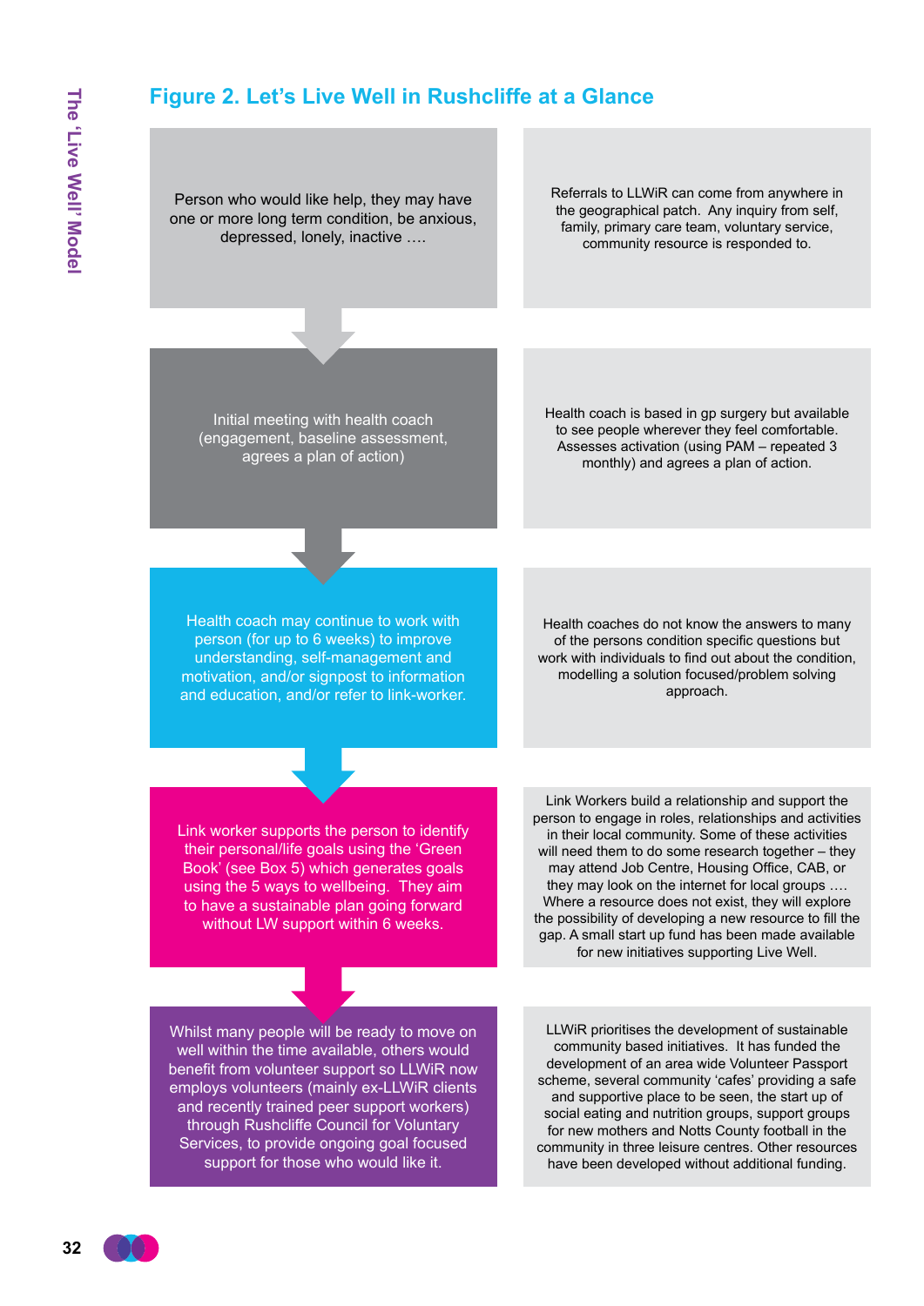## Figure 2. Let's Live Well in Rushcliffe at a Glance

| Step | Detail |
| --- | --- |
| Person who would like help, they may have one or more long term condition, be anxious, depressed, lonely, inactive …. | Referrals to LLWiR can come from anywhere in the geographical patch. Any inquiry from self, family, primary care team, voluntary service, community resource is responded to. |
| Initial meeting with health coach (engagement, baseline assessment, agrees a plan of action) | Health coach is based in gp surgery but available to see people wherever they feel comfortable. Assesses activation (using PAM – repeated 3 monthly) and agrees a plan of action. |
| Health coach may continue to work with person (for up to 6 weeks) to improve understanding, self-management and motivation, and/or signpost to information and education, and/or refer to link-worker. | Health coaches do not know the answers to many of the persons condition specific questions but work with individuals to find out about the condition, modelling a solution focused/problem solving approach. |
| Link worker supports the person to identify their personal/life goals using the 'Green Book' (see Box 5) which generates goals using the 5 ways to wellbeing. They aim to have a sustainable plan going forward without LW support within 6 weeks. | Link Workers build a relationship and support the person to engage in roles, relationships and activities in their local community. Some of these activities will need them to do some research together – they may attend Job Centre, Housing Office, CAB, or they may look on the internet for local groups …. Where a resource does not exist, they will explore the possibility of developing a new resource to fill the gap. A small start up fund has been made available for new initiatives supporting Live Well. |
| Whilst many people will be ready to move on well within the time available, others would benefit from volunteer support so LLWiR now employs volunteers (mainly ex-LLWiR clients and recently trained peer support workers) through Rushcliffe Council for Voluntary Services, to provide ongoing goal focused support for those who would like it. | LLWiR prioritises the development of sustainable community based initiatives. It has funded the development of an area wide Volunteer Passport scheme, several community 'cafes' providing a safe and supportive place to be seen, the start up of social eating and nutrition groups, support groups for new mothers and Notts County football in the community in three leisure centres. Other resources have been developed without additional funding. |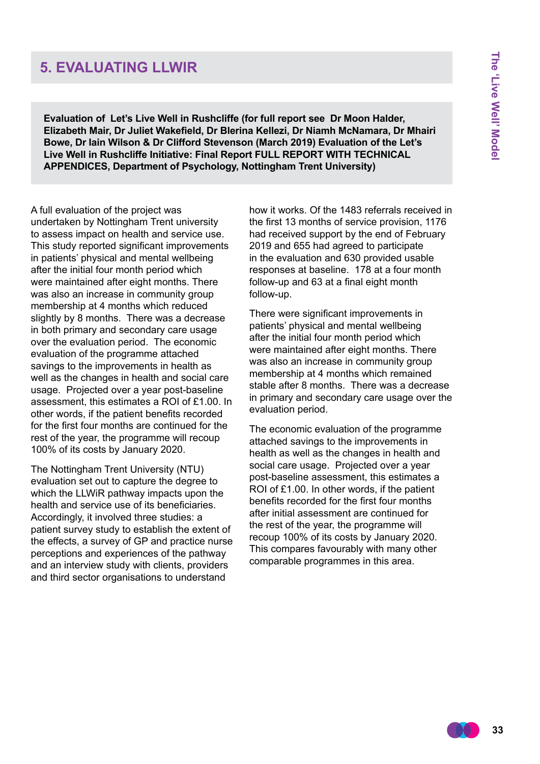# 5. EVALUATING LLWIR

**Evaluation of Let's Live Well in Rushcliffe (for full report see Dr Moon Halder, Elizabeth Mair, Dr Juliet Wakefield, Dr Blerina Kellezi, Dr Niamh McNamara, Dr Mhairi Bowe, Dr Iain Wilson & Dr Clifford Stevenson (March 2019) Evaluation of the Let's Live Well in Rushcliffe Initiative: Final Report FULL REPORT WITH TECHNICAL APPENDICES, Department of Psychology, Nottingham Trent University)**

A full evaluation of the project was undertaken by Nottingham Trent university to assess impact on health and service use. This study reported significant improvements in patients' physical and mental wellbeing after the initial four month period which were maintained after eight months. There was also an increase in community group membership at 4 months which reduced slightly by 8 months. There was a decrease in both primary and secondary care usage over the evaluation period. The economic evaluation of the programme attached savings to the improvements in health as well as the changes in health and social care usage. Projected over a year post-baseline assessment, this estimates a ROI of £1.00. In other words, if the patient benefits recorded for the first four months are continued for the rest of the year, the programme will recoup 100% of its costs by January 2020.

The Nottingham Trent University (NTU) evaluation set out to capture the degree to which the LLWiR pathway impacts upon the health and service use of its beneficiaries. Accordingly, it involved three studies: a patient survey study to establish the extent of the effects, a survey of GP and practice nurse perceptions and experiences of the pathway and an interview study with clients, providers and third sector organisations to understand how it works. Of the 1483 referrals received in the first 13 months of service provision, 1176 had received support by the end of February 2019 and 655 had agreed to participate in the evaluation and 630 provided usable responses at baseline. 178 at a four month follow-up and 63 at a final eight month follow-up.

There were significant improvements in patients' physical and mental wellbeing after the initial four month period which were maintained after eight months. There was also an increase in community group membership at 4 months which remained stable after 8 months. There was a decrease in primary and secondary care usage over the evaluation period.

The economic evaluation of the programme attached savings to the improvements in health as well as the changes in health and social care usage. Projected over a year post-baseline assessment, this estimates a ROI of £1.00. In other words, if the patient benefits recorded for the first four months after initial assessment are continued for the rest of the year, the programme will recoup 100% of its costs by January 2020. This compares favourably with many other comparable programmes in this area.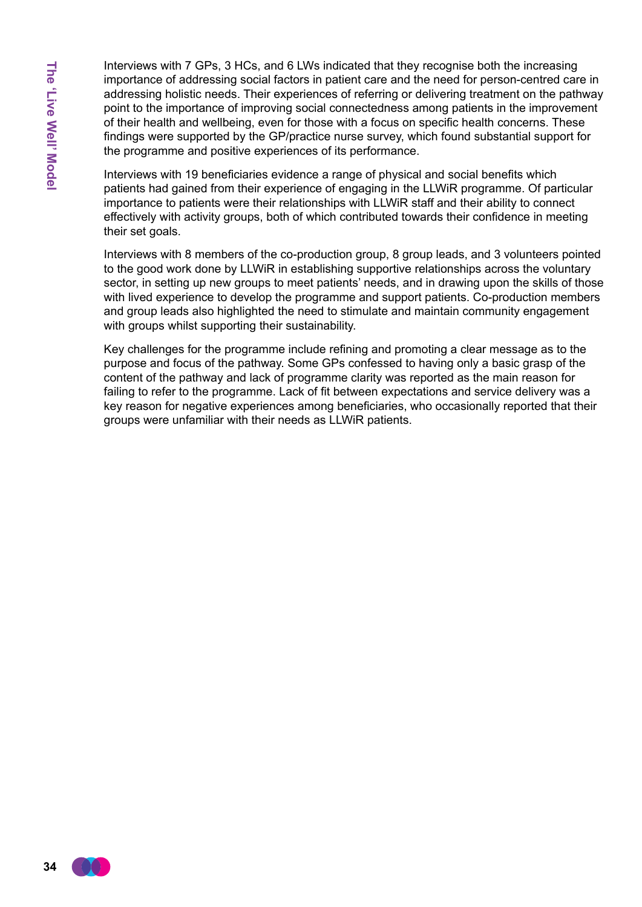Interviews with 7 GPs, 3 HCs, and 6 LWs indicated that they recognise both the increasing importance of addressing social factors in patient care and the need for person-centred care in addressing holistic needs. Their experiences of referring or delivering treatment on the pathway point to the importance of improving social connectedness among patients in the improvement of their health and wellbeing, even for those with a focus on specific health concerns. These findings were supported by the GP/practice nurse survey, which found substantial support for the programme and positive experiences of its performance.

Interviews with 19 beneficiaries evidence a range of physical and social benefits which patients had gained from their experience of engaging in the LLWiR programme. Of particular importance to patients were their relationships with LLWiR staff and their ability to connect effectively with activity groups, both of which contributed towards their confidence in meeting their set goals.

Interviews with 8 members of the co-production group, 8 group leads, and 3 volunteers pointed to the good work done by LLWiR in establishing supportive relationships across the voluntary sector, in setting up new groups to meet patients' needs, and in drawing upon the skills of those with lived experience to develop the programme and support patients. Co-production members and group leads also highlighted the need to stimulate and maintain community engagement with groups whilst supporting their sustainability.

Key challenges for the programme include refining and promoting a clear message as to the purpose and focus of the pathway. Some GPs confessed to having only a basic grasp of the content of the pathway and lack of programme clarity was reported as the main reason for failing to refer to the programme. Lack of fit between expectations and service delivery was a key reason for negative experiences among beneficiaries, who occasionally reported that their groups were unfamiliar with their needs as LLWiR patients.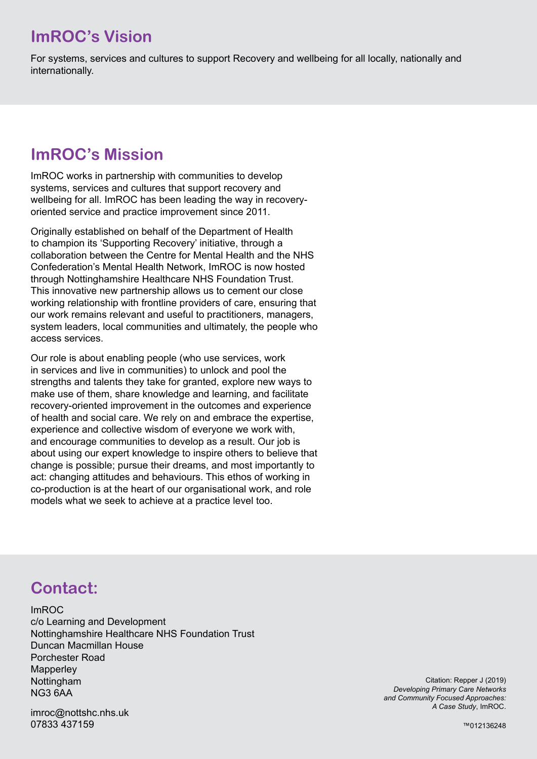## ImROC's Vision

For systems, services and cultures to support Recovery and wellbeing for all locally, nationally and internationally.

## ImROC's Mission

ImROC works in partnership with communities to develop systems, services and cultures that support recovery and wellbeing for all. ImROC has been leading the way in recovery-oriented service and practice improvement since 2011.

Originally established on behalf of the Department of Health to champion its 'Supporting Recovery' initiative, through a collaboration between the Centre for Mental Health and the NHS Confederation's Mental Health Network, ImROC is now hosted through Nottinghamshire Healthcare NHS Foundation Trust. This innovative new partnership allows us to cement our close working relationship with frontline providers of care, ensuring that our work remains relevant and useful to practitioners, managers, system leaders, local communities and ultimately, the people who access services.

Our role is about enabling people (who use services, work in services and live in communities) to unlock and pool the strengths and talents they take for granted, explore new ways to make use of them, share knowledge and learning, and facilitate recovery-oriented improvement in the outcomes and experience of health and social care. We rely on and embrace the expertise, experience and collective wisdom of everyone we work with, and encourage communities to develop as a result. Our job is about using our expert knowledge to inspire others to believe that change is possible; pursue their dreams, and most importantly to act: changing attitudes and behaviours. This ethos of working in co-production is at the heart of our organisational work, and role models what we seek to achieve at a practice level too.

## Contact:

ImROC
c/o Learning and Development
Nottinghamshire Healthcare NHS Foundation Trust
Duncan Macmillan House
Porchester Road
Mapperley
Nottingham
NG3 6AA

imroc@nottshc.nhs.uk
07833 437159

Citation: Repper J (2019) *Developing Primary Care Networks and Community Focused Approaches: A Case Study*, ImROC.

™012136248